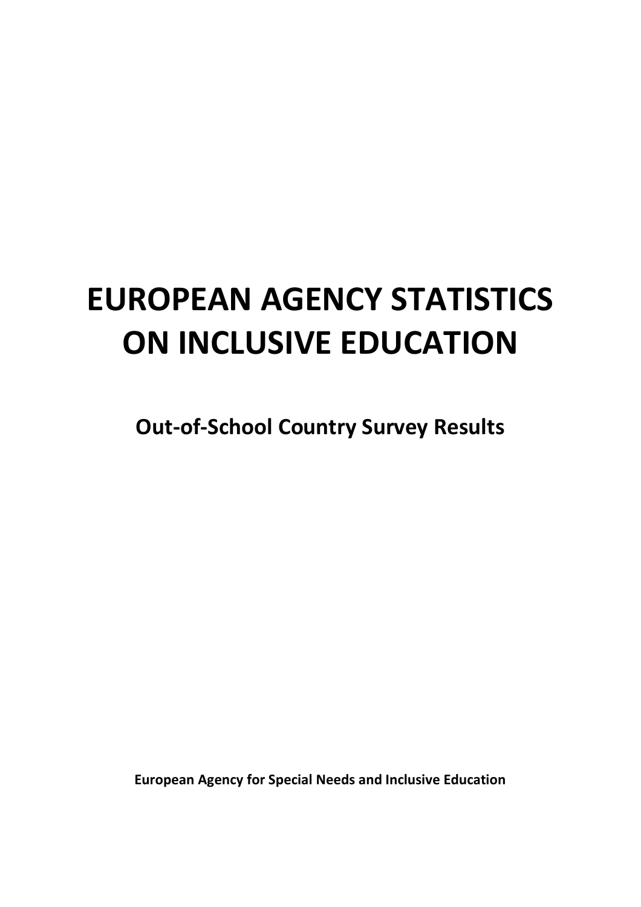# EUROPEAN AGENCY STATISTICS ON INCLUSIVE EDUCATION

## Out-of-School Country Survey Results

**European Agency for Special Needs and Inclusive Education**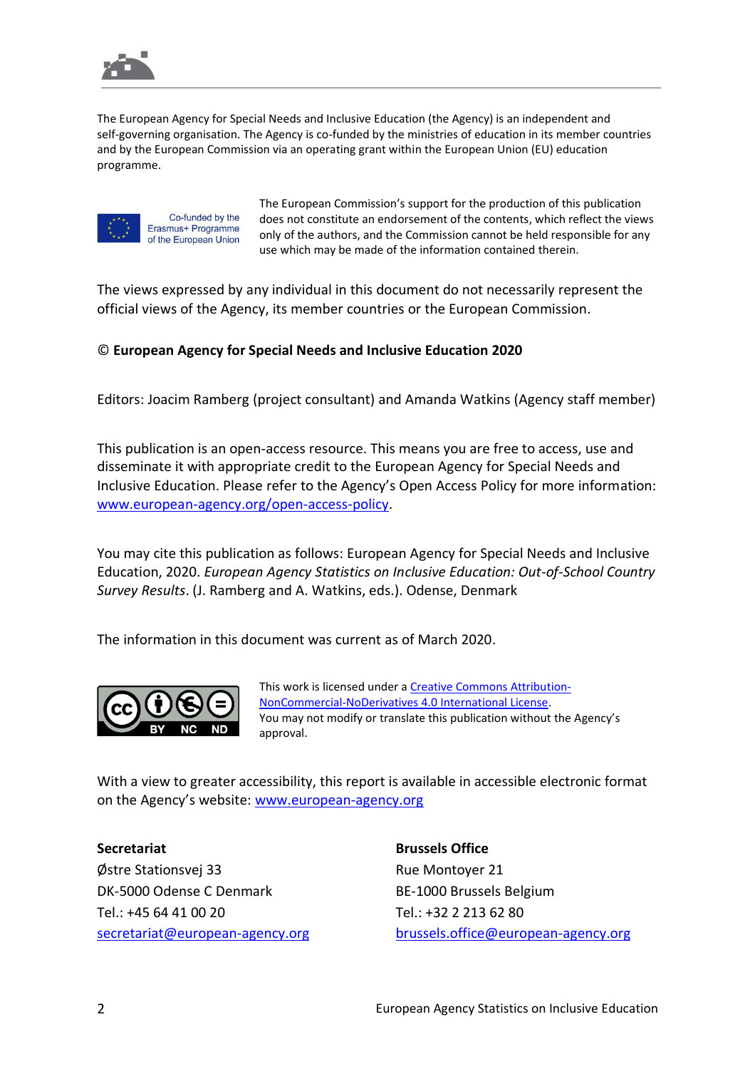The European Agency for Special Needs and Inclusive Education (the Agency) is an independent and self-governing organisation. The Agency is co-funded by the ministries of education in its member countries and by the European Commission via an operating grant within the European Union (EU) education programme.

Co-funded by the Erasmus+ Programme of the European Union

The European Commission's support for the production of this publication does not constitute an endorsement of the contents, which reflect the views only of the authors, and the Commission cannot be held responsible for any use which may be made of the information contained therein.

The views expressed by any individual in this document do not necessarily represent the official views of the Agency, its member countries or the European Commission.

**© European Agency for Special Needs and Inclusive Education 2020**

Editors: Joacim Ramberg (project consultant) and Amanda Watkins (Agency staff member)

This publication is an open-access resource. This means you are free to access, use and disseminate it with appropriate credit to the European Agency for Special Needs and Inclusive Education. Please refer to the Agency's Open Access Policy for more information: [www.european-agency.org/open-access-policy](www.european-agency.org/open-access-policy).

You may cite this publication as follows: European Agency for Special Needs and Inclusive Education, 2020. *European Agency Statistics on Inclusive Education: Out-of-School Country Survey Results*. (J. Ramberg and A. Watkins, eds.). Odense, Denmark

The information in this document was current as of March 2020.

This work is licensed under a [Creative Commons Attribution-NonCommercial-NoDerivatives 4.0 International License](). You may not modify or translate this publication without the Agency's approval.

With a view to greater accessibility, this report is available in accessible electronic format on the Agency's website: [www.european-agency.org](www.european-agency.org)

**Secretariat**
Østre Stationsvej 33
DK-5000 Odense C Denmark
Tel.: +45 64 41 00 20
[secretariat@european-agency.org](mailto:secretariat@european-agency.org)

**Brussels Office**
Rue Montoyer 21
BE-1000 Brussels Belgium
Tel.: +32 2 213 62 80
[brussels.office@european-agency.org](mailto:brussels.office@european-agency.org)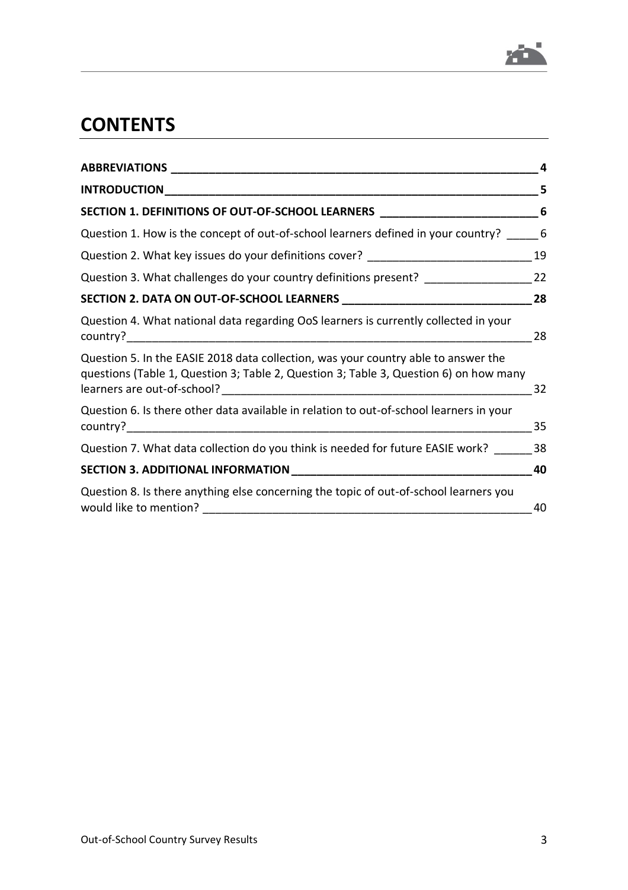# CONTENTS

**ABBREVIATIONS** 4

**INTRODUCTION** 5

**SECTION 1. DEFINITIONS OF OUT-OF-SCHOOL LEARNERS** 6

Question 1. How is the concept of out-of-school learners defined in your country? 6

Question 2. What key issues do your definitions cover? 19

Question 3. What challenges do your country definitions present? 22

**SECTION 2. DATA ON OUT-OF-SCHOOL LEARNERS** 28

Question 4. What national data regarding OoS learners is currently collected in your country? 28

Question 5. In the EASIE 2018 data collection, was your country able to answer the questions (Table 1, Question 3; Table 2, Question 3; Table 3, Question 6) on how many learners are out-of-school? 32

Question 6. Is there other data available in relation to out-of-school learners in your country? 35

Question 7. What data collection do you think is needed for future EASIE work? 38

**SECTION 3. ADDITIONAL INFORMATION** 40

Question 8. Is there anything else concerning the topic of out-of-school learners you would like to mention? 40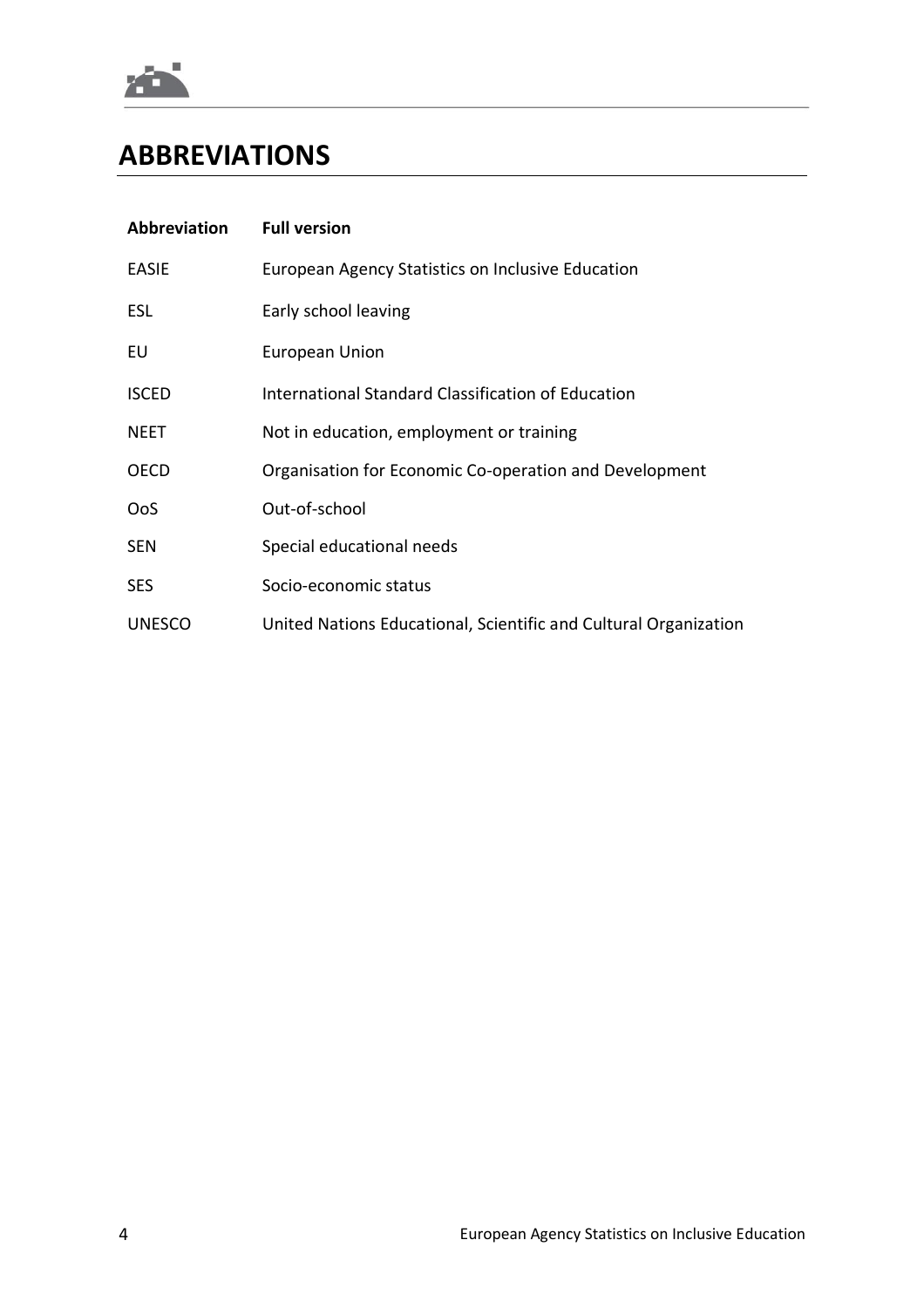# ABBREVIATIONS

| Abbreviation | Full version |
| --- | --- |
| EASIE | European Agency Statistics on Inclusive Education |
| ESL | Early school leaving |
| EU | European Union |
| ISCED | International Standard Classification of Education |
| NEET | Not in education, employment or training |
| OECD | Organisation for Economic Co-operation and Development |
| OoS | Out-of-school |
| SEN | Special educational needs |
| SES | Socio-economic status |
| UNESCO | United Nations Educational, Scientific and Cultural Organization |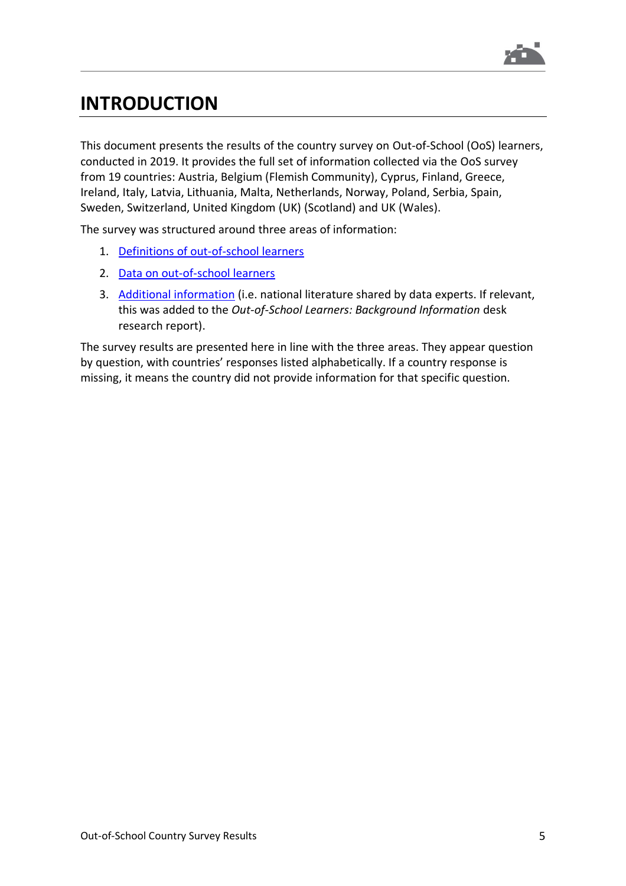# INTRODUCTION

This document presents the results of the country survey on Out-of-School (OoS) learners, conducted in 2019. It provides the full set of information collected via the OoS survey from 19 countries: Austria, Belgium (Flemish Community), Cyprus, Finland, Greece, Ireland, Italy, Latvia, Lithuania, Malta, Netherlands, Norway, Poland, Serbia, Spain, Sweden, Switzerland, United Kingdom (UK) (Scotland) and UK (Wales).

The survey was structured around three areas of information:

1. Definitions of out-of-school learners
2. Data on out-of-school learners
3. Additional information (i.e. national literature shared by data experts. If relevant, this was added to the *Out-of-School Learners: Background Information* desk research report).

The survey results are presented here in line with the three areas. They appear question by question, with countries' responses listed alphabetically. If a country response is missing, it means the country did not provide information for that specific question.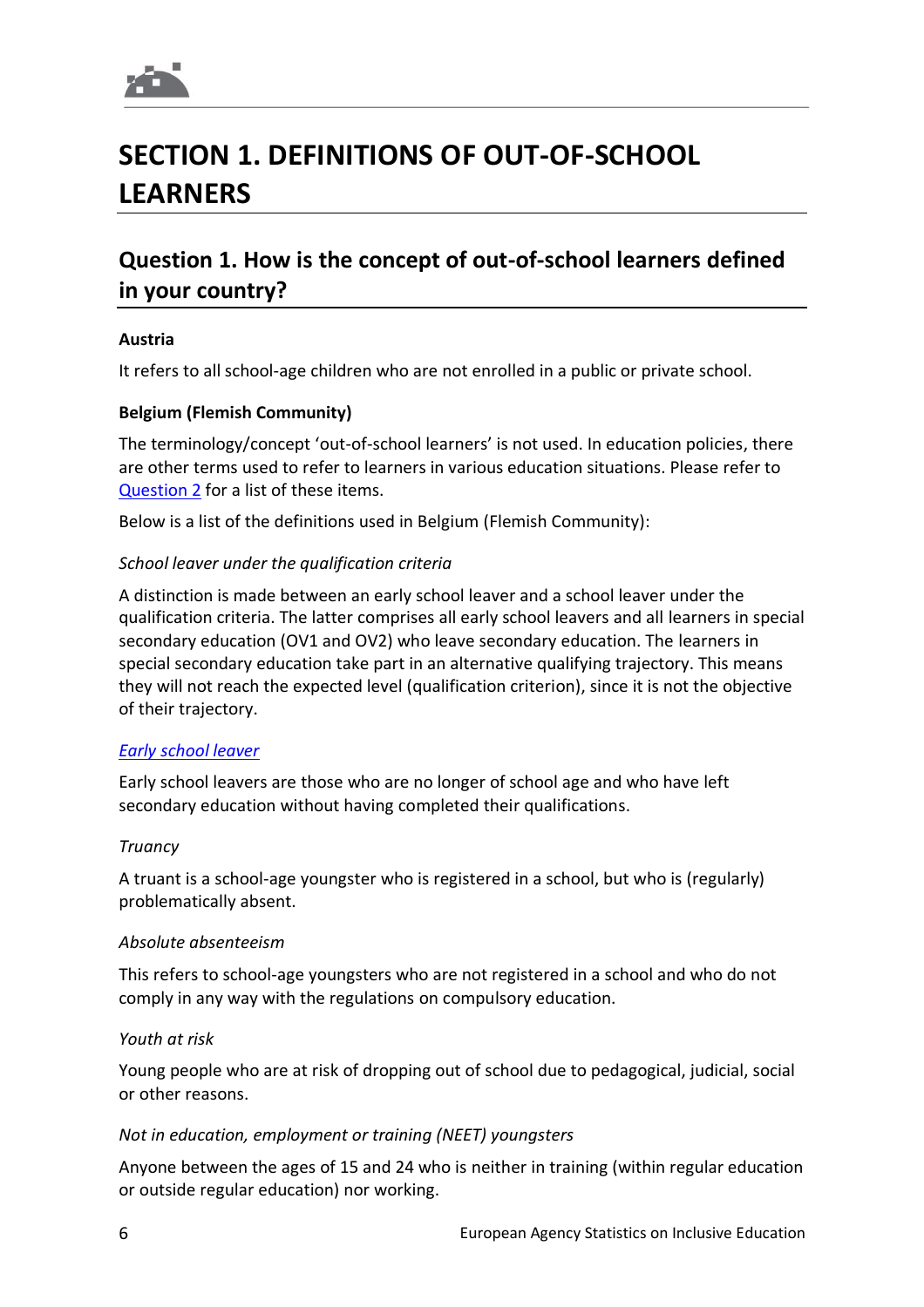# SECTION 1. DEFINITIONS OF OUT-OF-SCHOOL LEARNERS

## Question 1. How is the concept of out-of-school learners defined in your country?

**Austria**

It refers to all school-age children who are not enrolled in a public or private school.

**Belgium (Flemish Community)**

The terminology/concept 'out-of-school learners' is not used. In education policies, there are other terms used to refer to learners in various education situations. Please refer to Question 2 for a list of these items.

Below is a list of the definitions used in Belgium (Flemish Community):

*School leaver under the qualification criteria*

A distinction is made between an early school leaver and a school leaver under the qualification criteria. The latter comprises all early school leavers and all learners in special secondary education (OV1 and OV2) who leave secondary education. The learners in special secondary education take part in an alternative qualifying trajectory. This means they will not reach the expected level (qualification criterion), since it is not the objective of their trajectory.

*Early school leaver*

Early school leavers are those who are no longer of school age and who have left secondary education without having completed their qualifications.

*Truancy*

A truant is a school-age youngster who is registered in a school, but who is (regularly) problematically absent.

*Absolute absenteeism*

This refers to school-age youngsters who are not registered in a school and who do not comply in any way with the regulations on compulsory education.

*Youth at risk*

Young people who are at risk of dropping out of school due to pedagogical, judicial, social or other reasons.

*Not in education, employment or training (NEET) youngsters*

Anyone between the ages of 15 and 24 who is neither in training (within regular education or outside regular education) nor working.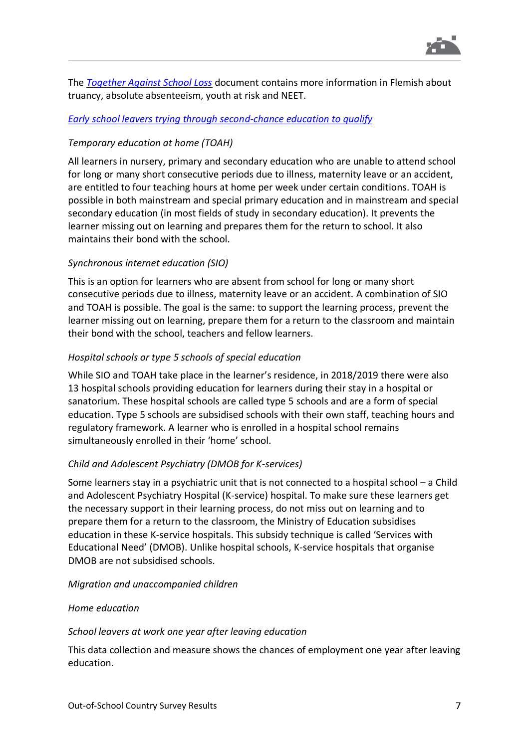The [Together Against School Loss]() document contains more information in Flemish about truancy, absolute absenteeism, youth at risk and NEET.

[Early school leavers trying through second-chance education to qualify]()

*Temporary education at home (TOAH)*

All learners in nursery, primary and secondary education who are unable to attend school for long or many short consecutive periods due to illness, maternity leave or an accident, are entitled to four teaching hours at home per week under certain conditions. TOAH is possible in both mainstream and special primary education and in mainstream and special secondary education (in most fields of study in secondary education). It prevents the learner missing out on learning and prepares them for the return to school. It also maintains their bond with the school.

*Synchronous internet education (SIO)*

This is an option for learners who are absent from school for long or many short consecutive periods due to illness, maternity leave or an accident. A combination of SIO and TOAH is possible. The goal is the same: to support the learning process, prevent the learner missing out on learning, prepare them for a return to the classroom and maintain their bond with the school, teachers and fellow learners.

*Hospital schools or type 5 schools of special education*

While SIO and TOAH take place in the learner's residence, in 2018/2019 there were also 13 hospital schools providing education for learners during their stay in a hospital or sanatorium. These hospital schools are called type 5 schools and are a form of special education. Type 5 schools are subsidised schools with their own staff, teaching hours and regulatory framework. A learner who is enrolled in a hospital school remains simultaneously enrolled in their 'home' school.

*Child and Adolescent Psychiatry (DMOB for K-services)*

Some learners stay in a psychiatric unit that is not connected to a hospital school – a Child and Adolescent Psychiatry Hospital (K-service) hospital. To make sure these learners get the necessary support in their learning process, do not miss out on learning and to prepare them for a return to the classroom, the Ministry of Education subsidises education in these K-service hospitals. This subsidy technique is called 'Services with Educational Need' (DMOB). Unlike hospital schools, K-service hospitals that organise DMOB are not subsidised schools.

*Migration and unaccompanied children*

*Home education*

*School leavers at work one year after leaving education*

This data collection and measure shows the chances of employment one year after leaving education.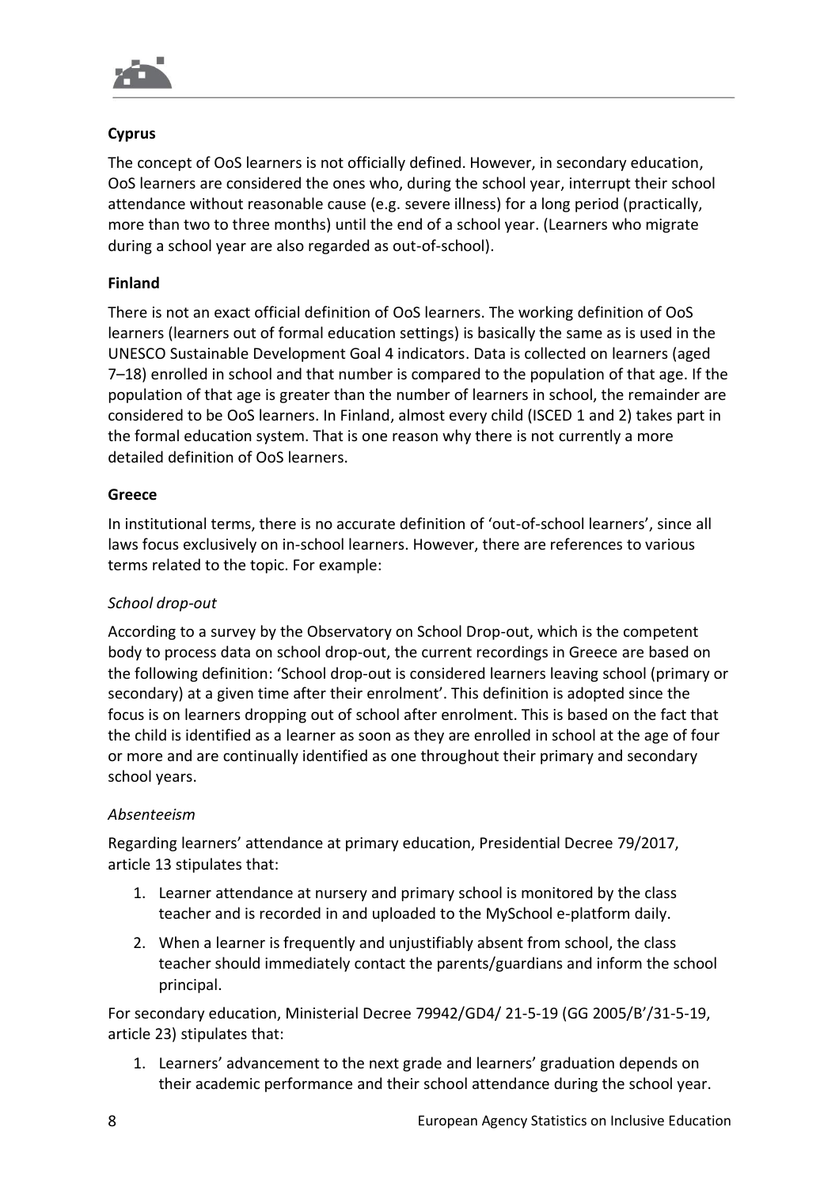**Cyprus**

The concept of OoS learners is not officially defined. However, in secondary education, OoS learners are considered the ones who, during the school year, interrupt their school attendance without reasonable cause (e.g. severe illness) for a long period (practically, more than two to three months) until the end of a school year. (Learners who migrate during a school year are also regarded as out-of-school).

**Finland**

There is not an exact official definition of OoS learners. The working definition of OoS learners (learners out of formal education settings) is basically the same as is used in the UNESCO Sustainable Development Goal 4 indicators. Data is collected on learners (aged 7–18) enrolled in school and that number is compared to the population of that age. If the population of that age is greater than the number of learners in school, the remainder are considered to be OoS learners. In Finland, almost every child (ISCED 1 and 2) takes part in the formal education system. That is one reason why there is not currently a more detailed definition of OoS learners.

**Greece**

In institutional terms, there is no accurate definition of 'out-of-school learners', since all laws focus exclusively on in-school learners. However, there are references to various terms related to the topic. For example:

*School drop-out*

According to a survey by the Observatory on School Drop-out, which is the competent body to process data on school drop-out, the current recordings in Greece are based on the following definition: 'School drop-out is considered learners leaving school (primary or secondary) at a given time after their enrolment'. This definition is adopted since the focus is on learners dropping out of school after enrolment. This is based on the fact that the child is identified as a learner as soon as they are enrolled in school at the age of four or more and are continually identified as one throughout their primary and secondary school years.

*Absenteeism*

Regarding learners' attendance at primary education, Presidential Decree 79/2017, article 13 stipulates that:

1. Learner attendance at nursery and primary school is monitored by the class teacher and is recorded in and uploaded to the MySchool e-platform daily.
2. When a learner is frequently and unjustifiably absent from school, the class teacher should immediately contact the parents/guardians and inform the school principal.

For secondary education, Ministerial Decree 79942/GD4/ 21-5-19 (GG 2005/B'/31-5-19, article 23) stipulates that:

1. Learners' advancement to the next grade and learners' graduation depends on their academic performance and their school attendance during the school year.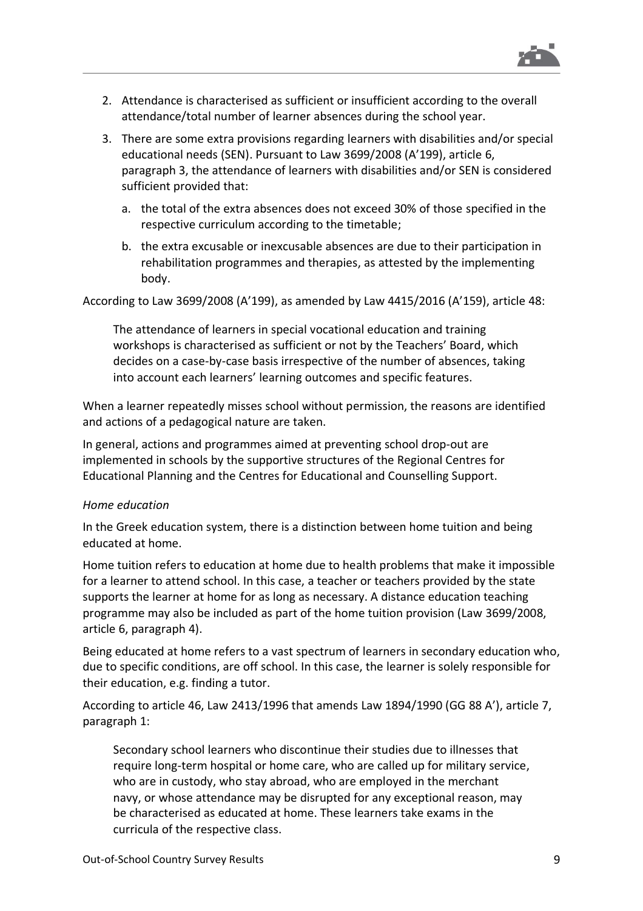2. Attendance is characterised as sufficient or insufficient according to the overall attendance/total number of learner absences during the school year.
3. There are some extra provisions regarding learners with disabilities and/or special educational needs (SEN). Pursuant to Law 3699/2008 (A'199), article 6, paragraph 3, the attendance of learners with disabilities and/or SEN is considered sufficient provided that:
    a. the total of the extra absences does not exceed 30% of those specified in the respective curriculum according to the timetable;
    b. the extra excusable or inexcusable absences are due to their participation in rehabilitation programmes and therapies, as attested by the implementing body.

According to Law 3699/2008 (A'199), as amended by Law 4415/2016 (A'159), article 48:

> The attendance of learners in special vocational education and training workshops is characterised as sufficient or not by the Teachers' Board, which decides on a case-by-case basis irrespective of the number of absences, taking into account each learners' learning outcomes and specific features.

When a learner repeatedly misses school without permission, the reasons are identified and actions of a pedagogical nature are taken.

In general, actions and programmes aimed at preventing school drop-out are implemented in schools by the supportive structures of the Regional Centres for Educational Planning and the Centres for Educational and Counselling Support.

*Home education*

In the Greek education system, there is a distinction between home tuition and being educated at home.

Home tuition refers to education at home due to health problems that make it impossible for a learner to attend school. In this case, a teacher or teachers provided by the state supports the learner at home for as long as necessary. A distance education teaching programme may also be included as part of the home tuition provision (Law 3699/2008, article 6, paragraph 4).

Being educated at home refers to a vast spectrum of learners in secondary education who, due to specific conditions, are off school. In this case, the learner is solely responsible for their education, e.g. finding a tutor.

According to article 46, Law 2413/1996 that amends Law 1894/1990 (GG 88 A'), article 7, paragraph 1:

> Secondary school learners who discontinue their studies due to illnesses that require long-term hospital or home care, who are called up for military service, who are in custody, who stay abroad, who are employed in the merchant navy, or whose attendance may be disrupted for any exceptional reason, may be characterised as educated at home. These learners take exams in the curricula of the respective class.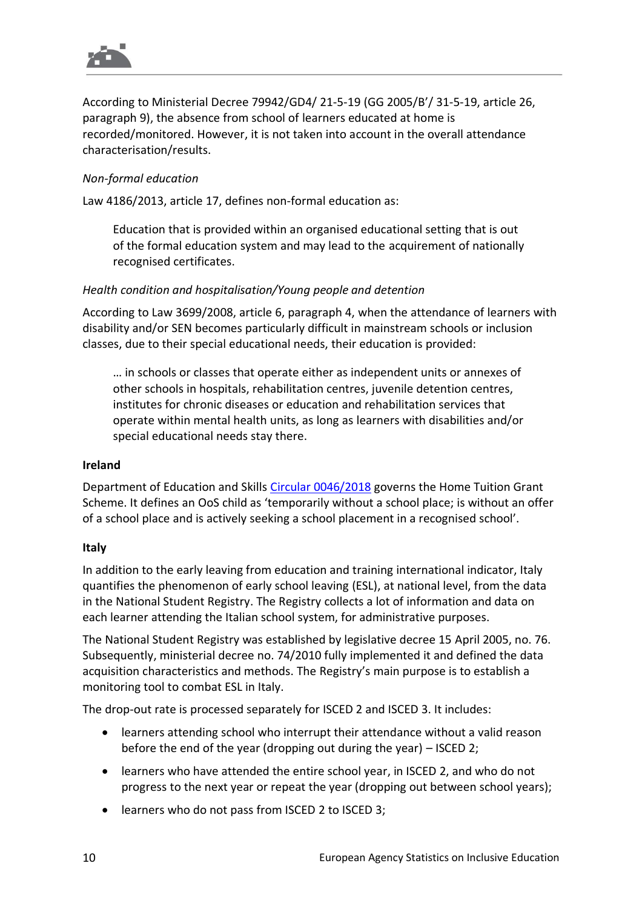According to Ministerial Decree 79942/GD4/ 21-5-19 (GG 2005/B'/ 31-5-19, article 26, paragraph 9), the absence from school of learners educated at home is recorded/monitored. However, it is not taken into account in the overall attendance characterisation/results.

*Non-formal education*

Law 4186/2013, article 17, defines non-formal education as:

> Education that is provided within an organised educational setting that is out of the formal education system and may lead to the acquirement of nationally recognised certificates.

*Health condition and hospitalisation/Young people and detention*

According to Law 3699/2008, article 6, paragraph 4, when the attendance of learners with disability and/or SEN becomes particularly difficult in mainstream schools or inclusion classes, due to their special educational needs, their education is provided:

> … in schools or classes that operate either as independent units or annexes of other schools in hospitals, rehabilitation centres, juvenile detention centres, institutes for chronic diseases or education and rehabilitation services that operate within mental health units, as long as learners with disabilities and/or special educational needs stay there.

**Ireland**

Department of Education and Skills Circular 0046/2018 governs the Home Tuition Grant Scheme. It defines an OoS child as 'temporarily without a school place; is without an offer of a school place and is actively seeking a school placement in a recognised school'.

**Italy**

In addition to the early leaving from education and training international indicator, Italy quantifies the phenomenon of early school leaving (ESL), at national level, from the data in the National Student Registry. The Registry collects a lot of information and data on each learner attending the Italian school system, for administrative purposes.

The National Student Registry was established by legislative decree 15 April 2005, no. 76. Subsequently, ministerial decree no. 74/2010 fully implemented it and defined the data acquisition characteristics and methods. The Registry's main purpose is to establish a monitoring tool to combat ESL in Italy.

The drop-out rate is processed separately for ISCED 2 and ISCED 3. It includes:

- learners attending school who interrupt their attendance without a valid reason before the end of the year (dropping out during the year) – ISCED 2;
- learners who have attended the entire school year, in ISCED 2, and who do not progress to the next year or repeat the year (dropping out between school years);
- learners who do not pass from ISCED 2 to ISCED 3;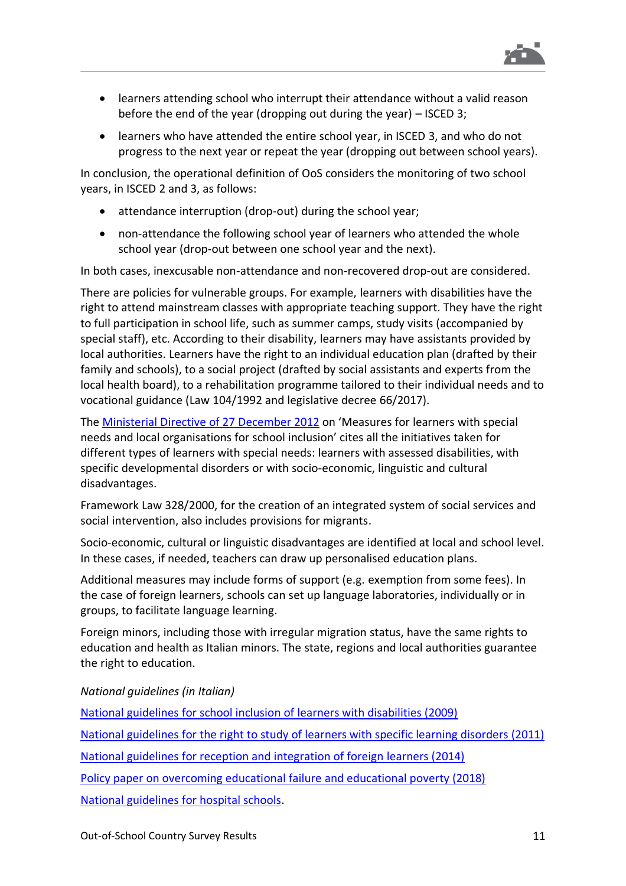- learners attending school who interrupt their attendance without a valid reason before the end of the year (dropping out during the year) – ISCED 3;
- learners who have attended the entire school year, in ISCED 3, and who do not progress to the next year or repeat the year (dropping out between school years).

In conclusion, the operational definition of OoS considers the monitoring of two school years, in ISCED 2 and 3, as follows:

- attendance interruption (drop-out) during the school year;
- non-attendance the following school year of learners who attended the whole school year (drop-out between one school year and the next).

In both cases, inexcusable non-attendance and non-recovered drop-out are considered.

There are policies for vulnerable groups. For example, learners with disabilities have the right to attend mainstream classes with appropriate teaching support. They have the right to full participation in school life, such as summer camps, study visits (accompanied by special staff), etc. According to their disability, learners may have assistants provided by local authorities. Learners have the right to an individual education plan (drafted by their family and schools), to a social project (drafted by social assistants and experts from the local health board), to a rehabilitation programme tailored to their individual needs and to vocational guidance (Law 104/1992 and legislative decree 66/2017).

The Ministerial Directive of 27 December 2012 on 'Measures for learners with special needs and local organisations for school inclusion' cites all the initiatives taken for different types of learners with special needs: learners with assessed disabilities, with specific developmental disorders or with socio-economic, linguistic and cultural disadvantages.

Framework Law 328/2000, for the creation of an integrated system of social services and social intervention, also includes provisions for migrants.

Socio-economic, cultural or linguistic disadvantages are identified at local and school level. In these cases, if needed, teachers can draw up personalised education plans.

Additional measures may include forms of support (e.g. exemption from some fees). In the case of foreign learners, schools can set up language laboratories, individually or in groups, to facilitate language learning.

Foreign minors, including those with irregular migration status, have the same rights to education and health as Italian minors. The state, regions and local authorities guarantee the right to education.

*National guidelines (in Italian)*

National guidelines for school inclusion of learners with disabilities (2009)

National guidelines for the right to study of learners with specific learning disorders (2011)

National guidelines for reception and integration of foreign learners (2014)

Policy paper on overcoming educational failure and educational poverty (2018)

National guidelines for hospital schools.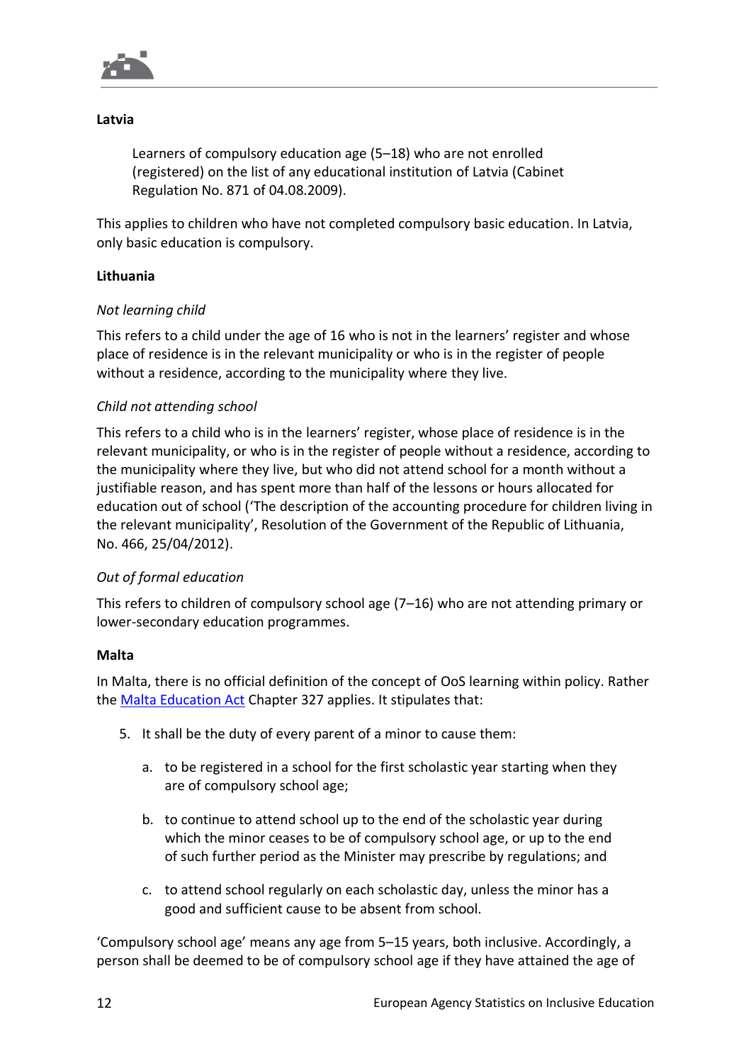**Latvia**

> Learners of compulsory education age (5–18) who are not enrolled (registered) on the list of any educational institution of Latvia (Cabinet Regulation No. 871 of 04.08.2009).

This applies to children who have not completed compulsory basic education. In Latvia, only basic education is compulsory.

**Lithuania**

*Not learning child*

This refers to a child under the age of 16 who is not in the learners' register and whose place of residence is in the relevant municipality or who is in the register of people without a residence, according to the municipality where they live.

*Child not attending school*

This refers to a child who is in the learners' register, whose place of residence is in the relevant municipality, or who is in the register of people without a residence, according to the municipality where they live, but who did not attend school for a month without a justifiable reason, and has spent more than half of the lessons or hours allocated for education out of school ('The description of the accounting procedure for children living in the relevant municipality', Resolution of the Government of the Republic of Lithuania, No. 466, 25/04/2012).

*Out of formal education*

This refers to children of compulsory school age (7–16) who are not attending primary or lower-secondary education programmes.

**Malta**

In Malta, there is no official definition of the concept of OoS learning within policy. Rather the Malta Education Act Chapter 327 applies. It stipulates that:

5. It shall be the duty of every parent of a minor to cause them:

   a. to be registered in a school for the first scholastic year starting when they are of compulsory school age;

   b. to continue to attend school up to the end of the scholastic year during which the minor ceases to be of compulsory school age, or up to the end of such further period as the Minister may prescribe by regulations; and

   c. to attend school regularly on each scholastic day, unless the minor has a good and sufficient cause to be absent from school.

'Compulsory school age' means any age from 5–15 years, both inclusive. Accordingly, a person shall be deemed to be of compulsory school age if they have attained the age of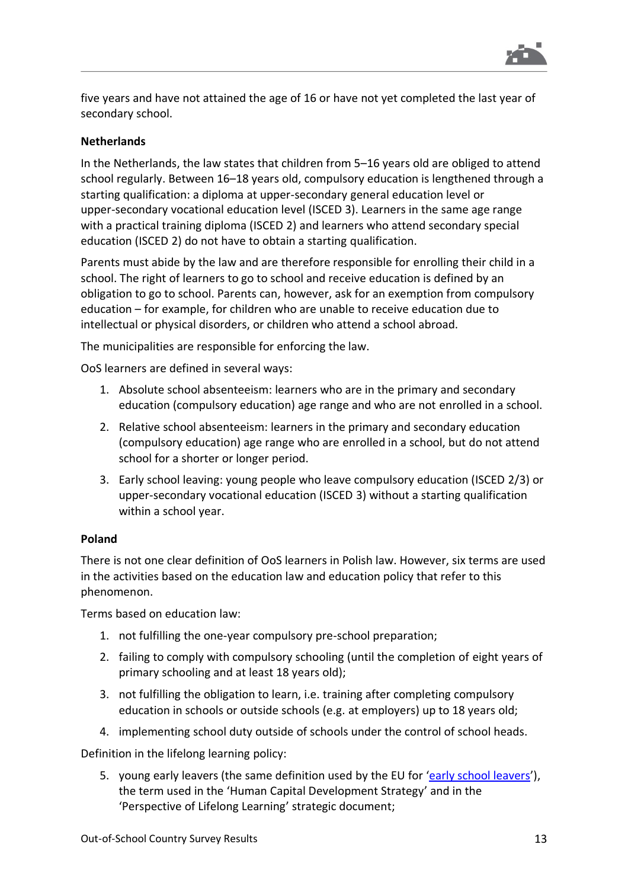five years and have not attained the age of 16 or have not yet completed the last year of secondary school.

**Netherlands**

In the Netherlands, the law states that children from 5–16 years old are obliged to attend school regularly. Between 16–18 years old, compulsory education is lengthened through a starting qualification: a diploma at upper-secondary general education level or upper-secondary vocational education level (ISCED 3). Learners in the same age range with a practical training diploma (ISCED 2) and learners who attend secondary special education (ISCED 2) do not have to obtain a starting qualification.

Parents must abide by the law and are therefore responsible for enrolling their child in a school. The right of learners to go to school and receive education is defined by an obligation to go to school. Parents can, however, ask for an exemption from compulsory education – for example, for children who are unable to receive education due to intellectual or physical disorders, or children who attend a school abroad.

The municipalities are responsible for enforcing the law.

OoS learners are defined in several ways:

1. Absolute school absenteeism: learners who are in the primary and secondary education (compulsory education) age range and who are not enrolled in a school.
2. Relative school absenteeism: learners in the primary and secondary education (compulsory education) age range who are enrolled in a school, but do not attend school for a shorter or longer period.
3. Early school leaving: young people who leave compulsory education (ISCED 2/3) or upper-secondary vocational education (ISCED 3) without a starting qualification within a school year.

**Poland**

There is not one clear definition of OoS learners in Polish law. However, six terms are used in the activities based on the education law and education policy that refer to this phenomenon.

Terms based on education law:

1. not fulfilling the one-year compulsory pre-school preparation;
2. failing to comply with compulsory schooling (until the completion of eight years of primary schooling and at least 18 years old);
3. not fulfilling the obligation to learn, i.e. training after completing compulsory education in schools or outside schools (e.g. at employers) up to 18 years old;
4. implementing school duty outside of schools under the control of school heads.

Definition in the lifelong learning policy:

5. young early leavers (the same definition used by the EU for 'early school leavers'), the term used in the 'Human Capital Development Strategy' and in the 'Perspective of Lifelong Learning' strategic document;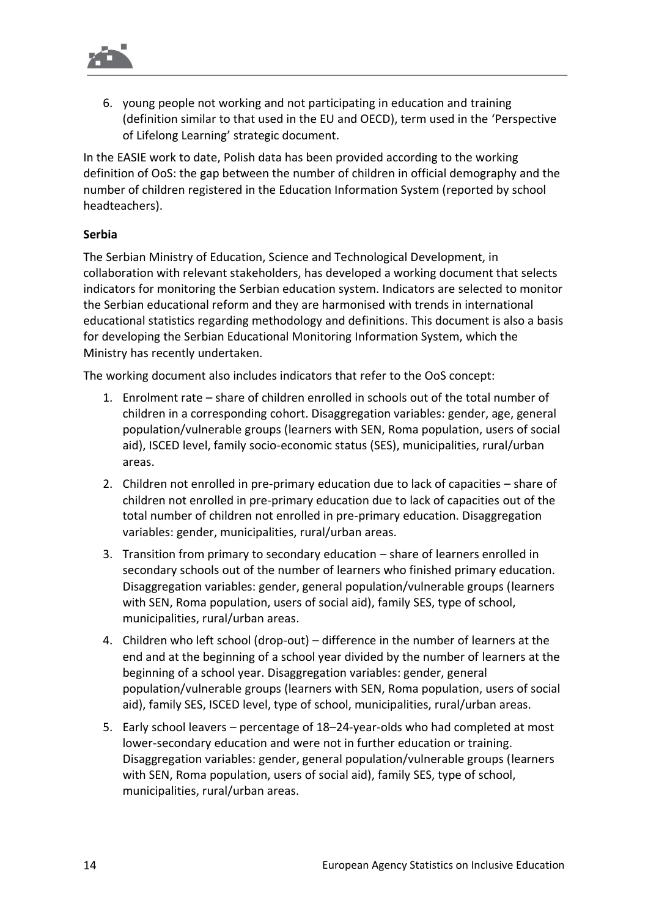6. young people not working and not participating in education and training (definition similar to that used in the EU and OECD), term used in the 'Perspective of Lifelong Learning' strategic document.

In the EASIE work to date, Polish data has been provided according to the working definition of OoS: the gap between the number of children in official demography and the number of children registered in the Education Information System (reported by school headteachers).

**Serbia**

The Serbian Ministry of Education, Science and Technological Development, in collaboration with relevant stakeholders, has developed a working document that selects indicators for monitoring the Serbian education system. Indicators are selected to monitor the Serbian educational reform and they are harmonised with trends in international educational statistics regarding methodology and definitions. This document is also a basis for developing the Serbian Educational Monitoring Information System, which the Ministry has recently undertaken.

The working document also includes indicators that refer to the OoS concept:

1. Enrolment rate – share of children enrolled in schools out of the total number of children in a corresponding cohort. Disaggregation variables: gender, age, general population/vulnerable groups (learners with SEN, Roma population, users of social aid), ISCED level, family socio-economic status (SES), municipalities, rural/urban areas.
2. Children not enrolled in pre-primary education due to lack of capacities – share of children not enrolled in pre-primary education due to lack of capacities out of the total number of children not enrolled in pre-primary education. Disaggregation variables: gender, municipalities, rural/urban areas.
3. Transition from primary to secondary education – share of learners enrolled in secondary schools out of the number of learners who finished primary education. Disaggregation variables: gender, general population/vulnerable groups (learners with SEN, Roma population, users of social aid), family SES, type of school, municipalities, rural/urban areas.
4. Children who left school (drop-out) – difference in the number of learners at the end and at the beginning of a school year divided by the number of learners at the beginning of a school year. Disaggregation variables: gender, general population/vulnerable groups (learners with SEN, Roma population, users of social aid), family SES, ISCED level, type of school, municipalities, rural/urban areas.
5. Early school leavers – percentage of 18–24-year-olds who had completed at most lower-secondary education and were not in further education or training. Disaggregation variables: gender, general population/vulnerable groups (learners with SEN, Roma population, users of social aid), family SES, type of school, municipalities, rural/urban areas.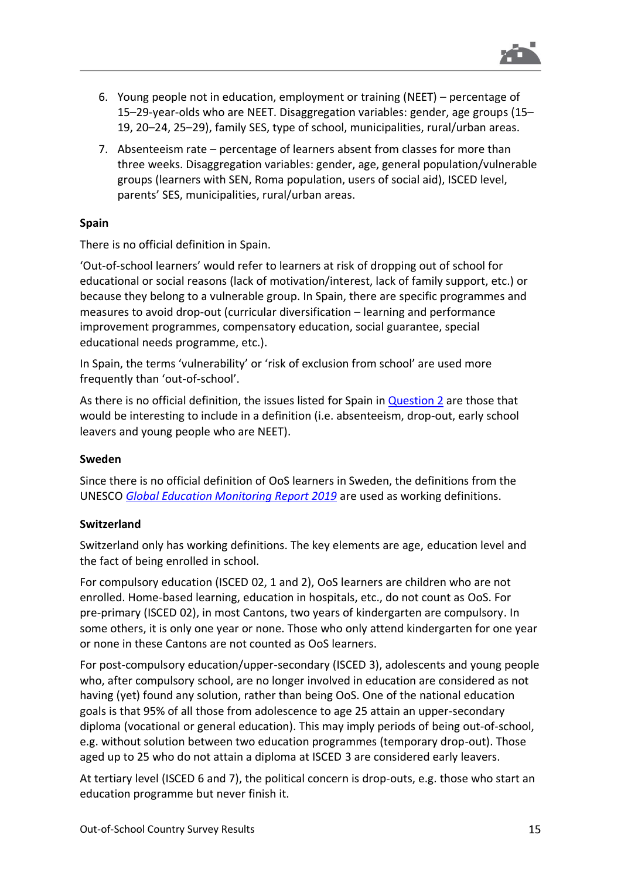6. Young people not in education, employment or training (NEET) – percentage of 15–29-year-olds who are NEET. Disaggregation variables: gender, age groups (15–19, 20–24, 25–29), family SES, type of school, municipalities, rural/urban areas.
7. Absenteeism rate – percentage of learners absent from classes for more than three weeks. Disaggregation variables: gender, age, general population/vulnerable groups (learners with SEN, Roma population, users of social aid), ISCED level, parents' SES, municipalities, rural/urban areas.

**Spain**

There is no official definition in Spain.

'Out-of-school learners' would refer to learners at risk of dropping out of school for educational or social reasons (lack of motivation/interest, lack of family support, etc.) or because they belong to a vulnerable group. In Spain, there are specific programmes and measures to avoid drop-out (curricular diversification – learning and performance improvement programmes, compensatory education, social guarantee, special educational needs programme, etc.).

In Spain, the terms 'vulnerability' or 'risk of exclusion from school' are used more frequently than 'out-of-school'.

As there is no official definition, the issues listed for Spain in Question 2 are those that would be interesting to include in a definition (i.e. absenteeism, drop-out, early school leavers and young people who are NEET).

**Sweden**

Since there is no official definition of OoS learners in Sweden, the definitions from the UNESCO *Global Education Monitoring Report 2019* are used as working definitions.

**Switzerland**

Switzerland only has working definitions. The key elements are age, education level and the fact of being enrolled in school.

For compulsory education (ISCED 02, 1 and 2), OoS learners are children who are not enrolled. Home-based learning, education in hospitals, etc., do not count as OoS. For pre-primary (ISCED 02), in most Cantons, two years of kindergarten are compulsory. In some others, it is only one year or none. Those who only attend kindergarten for one year or none in these Cantons are not counted as OoS learners.

For post-compulsory education/upper-secondary (ISCED 3), adolescents and young people who, after compulsory school, are no longer involved in education are considered as not having (yet) found any solution, rather than being OoS. One of the national education goals is that 95% of all those from adolescence to age 25 attain an upper-secondary diploma (vocational or general education). This may imply periods of being out-of-school, e.g. without solution between two education programmes (temporary drop-out). Those aged up to 25 who do not attain a diploma at ISCED 3 are considered early leavers.

At tertiary level (ISCED 6 and 7), the political concern is drop-outs, e.g. those who start an education programme but never finish it.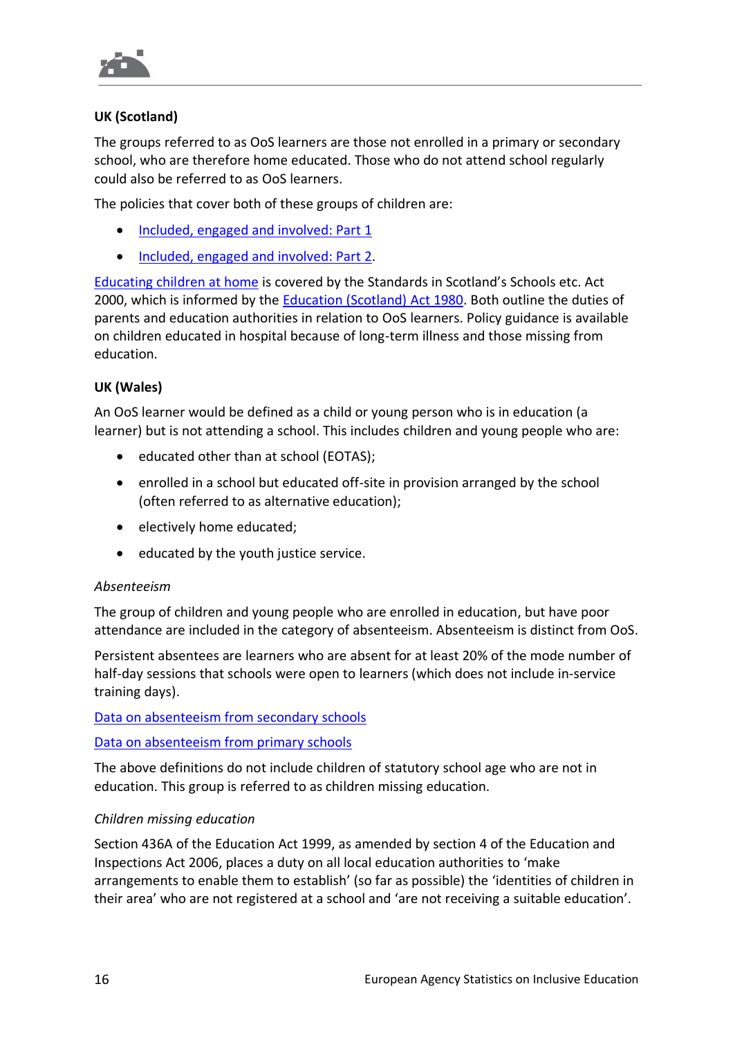**UK (Scotland)**

The groups referred to as OoS learners are those not enrolled in a primary or secondary school, who are therefore home educated. Those who do not attend school regularly could also be referred to as OoS learners.

The policies that cover both of these groups of children are:

- Included, engaged and involved: Part 1
- Included, engaged and involved: Part 2.

Educating children at home is covered by the Standards in Scotland's Schools etc. Act 2000, which is informed by the Education (Scotland) Act 1980. Both outline the duties of parents and education authorities in relation to OoS learners. Policy guidance is available on children educated in hospital because of long-term illness and those missing from education.

**UK (Wales)**

An OoS learner would be defined as a child or young person who is in education (a learner) but is not attending a school. This includes children and young people who are:

- educated other than at school (EOTAS);
- enrolled in a school but educated off-site in provision arranged by the school (often referred to as alternative education);
- electively home educated;
- educated by the youth justice service.

*Absenteeism*

The group of children and young people who are enrolled in education, but have poor attendance are included in the category of absenteeism. Absenteeism is distinct from OoS.

Persistent absentees are learners who are absent for at least 20% of the mode number of half-day sessions that schools were open to learners (which does not include in-service training days).

Data on absenteeism from secondary schools

Data on absenteeism from primary schools

The above definitions do not include children of statutory school age who are not in education. This group is referred to as children missing education.

*Children missing education*

Section 436A of the Education Act 1999, as amended by section 4 of the Education and Inspections Act 2006, places a duty on all local education authorities to 'make arrangements to enable them to establish' (so far as possible) the 'identities of children in their area' who are not registered at a school and 'are not receiving a suitable education'.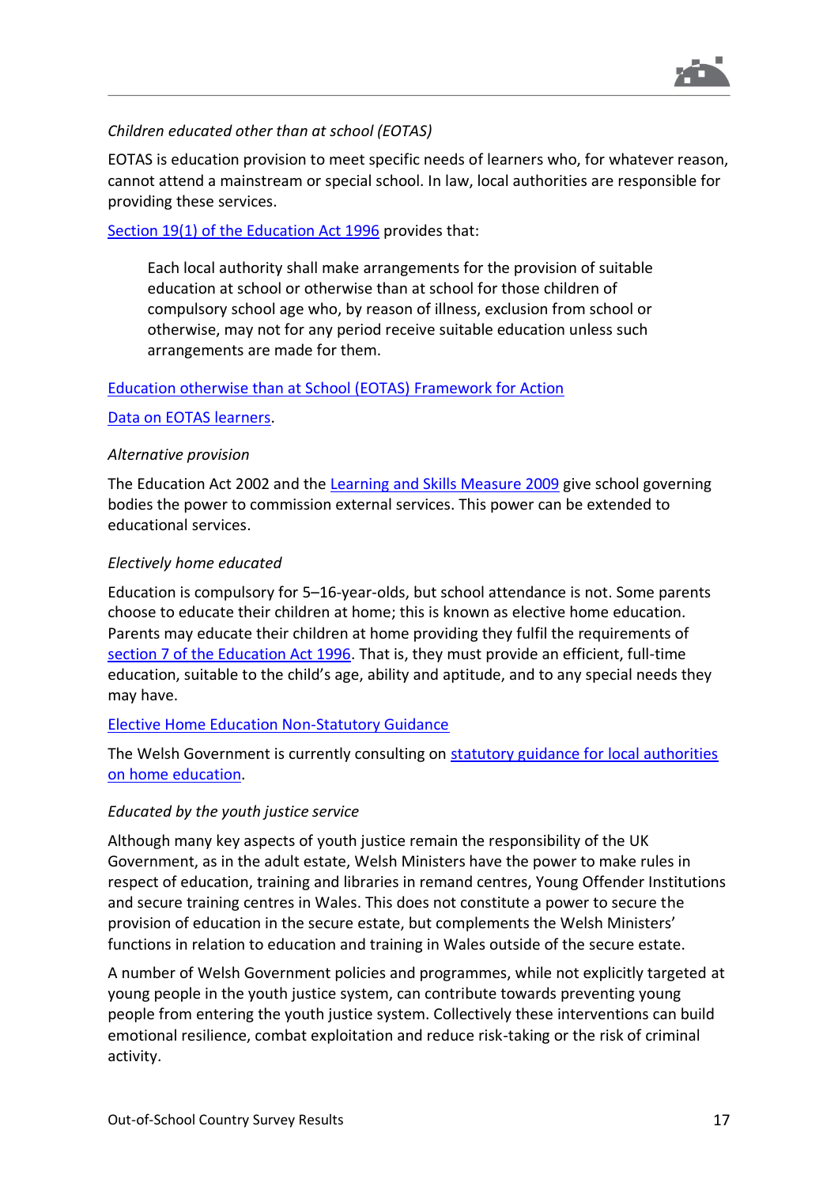*Children educated other than at school (EOTAS)*

EOTAS is education provision to meet specific needs of learners who, for whatever reason, cannot attend a mainstream or special school. In law, local authorities are responsible for providing these services.

Section 19(1) of the Education Act 1996 provides that:

> Each local authority shall make arrangements for the provision of suitable education at school or otherwise than at school for those children of compulsory school age who, by reason of illness, exclusion from school or otherwise, may not for any period receive suitable education unless such arrangements are made for them.

Education otherwise than at School (EOTAS) Framework for Action

Data on EOTAS learners.

*Alternative provision*

The Education Act 2002 and the Learning and Skills Measure 2009 give school governing bodies the power to commission external services. This power can be extended to educational services.

*Electively home educated*

Education is compulsory for 5–16-year-olds, but school attendance is not. Some parents choose to educate their children at home; this is known as elective home education. Parents may educate their children at home providing they fulfil the requirements of section 7 of the Education Act 1996. That is, they must provide an efficient, full-time education, suitable to the child's age, ability and aptitude, and to any special needs they may have.

Elective Home Education Non-Statutory Guidance

The Welsh Government is currently consulting on statutory guidance for local authorities on home education.

*Educated by the youth justice service*

Although many key aspects of youth justice remain the responsibility of the UK Government, as in the adult estate, Welsh Ministers have the power to make rules in respect of education, training and libraries in remand centres, Young Offender Institutions and secure training centres in Wales. This does not constitute a power to secure the provision of education in the secure estate, but complements the Welsh Ministers' functions in relation to education and training in Wales outside of the secure estate.

A number of Welsh Government policies and programmes, while not explicitly targeted at young people in the youth justice system, can contribute towards preventing young people from entering the youth justice system. Collectively these interventions can build emotional resilience, combat exploitation and reduce risk-taking or the risk of criminal activity.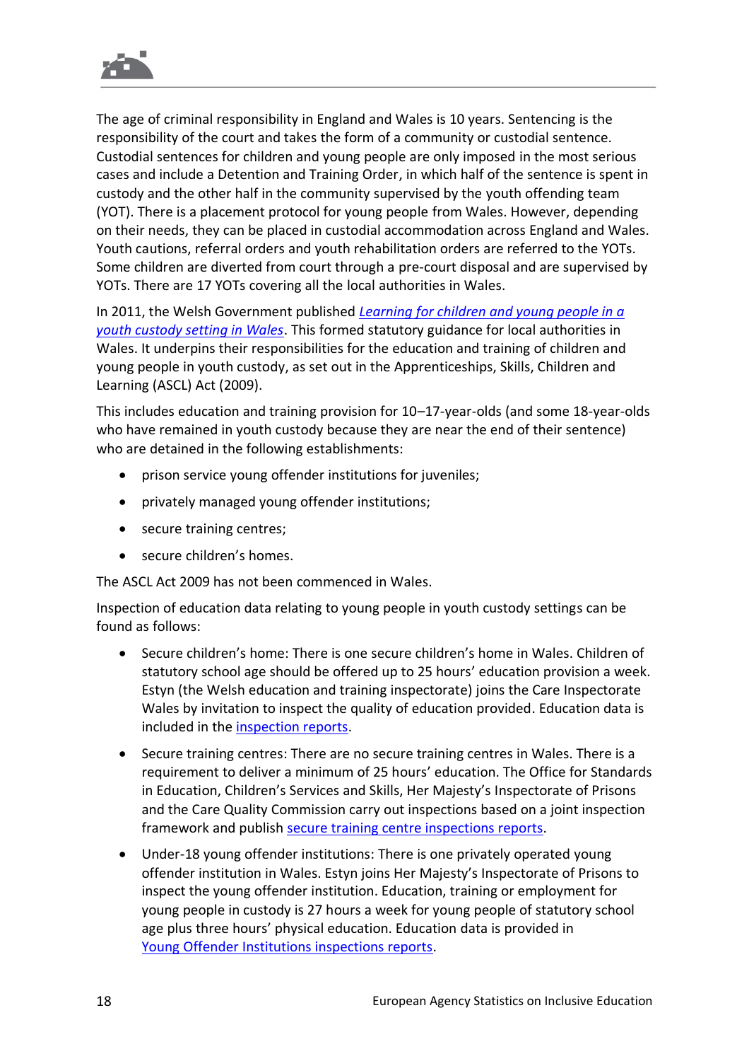The age of criminal responsibility in England and Wales is 10 years. Sentencing is the responsibility of the court and takes the form of a community or custodial sentence. Custodial sentences for children and young people are only imposed in the most serious cases and include a Detention and Training Order, in which half of the sentence is spent in custody and the other half in the community supervised by the youth offending team (YOT). There is a placement protocol for young people from Wales. However, depending on their needs, they can be placed in custodial accommodation across England and Wales. Youth cautions, referral orders and youth rehabilitation orders are referred to the YOTs. Some children are diverted from court through a pre-court disposal and are supervised by YOTs. There are 17 YOTs covering all the local authorities in Wales.

In 2011, the Welsh Government published *Learning for children and young people in a youth custody setting in Wales*. This formed statutory guidance for local authorities in Wales. It underpins their responsibilities for the education and training of children and young people in youth custody, as set out in the Apprenticeships, Skills, Children and Learning (ASCL) Act (2009).

This includes education and training provision for 10–17-year-olds (and some 18-year-olds who have remained in youth custody because they are near the end of their sentence) who are detained in the following establishments:

- prison service young offender institutions for juveniles;
- privately managed young offender institutions;
- secure training centres;
- secure children's homes.

The ASCL Act 2009 has not been commenced in Wales.

Inspection of education data relating to young people in youth custody settings can be found as follows:

- Secure children's home: There is one secure children's home in Wales. Children of statutory school age should be offered up to 25 hours' education provision a week. Estyn (the Welsh education and training inspectorate) joins the Care Inspectorate Wales by invitation to inspect the quality of education provided. Education data is included in the inspection reports.
- Secure training centres: There are no secure training centres in Wales. There is a requirement to deliver a minimum of 25 hours' education. The Office for Standards in Education, Children's Services and Skills, Her Majesty's Inspectorate of Prisons and the Care Quality Commission carry out inspections based on a joint inspection framework and publish secure training centre inspections reports.
- Under-18 young offender institutions: There is one privately operated young offender institution in Wales. Estyn joins Her Majesty's Inspectorate of Prisons to inspect the young offender institution. Education, training or employment for young people in custody is 27 hours a week for young people of statutory school age plus three hours' physical education. Education data is provided in Young Offender Institutions inspections reports.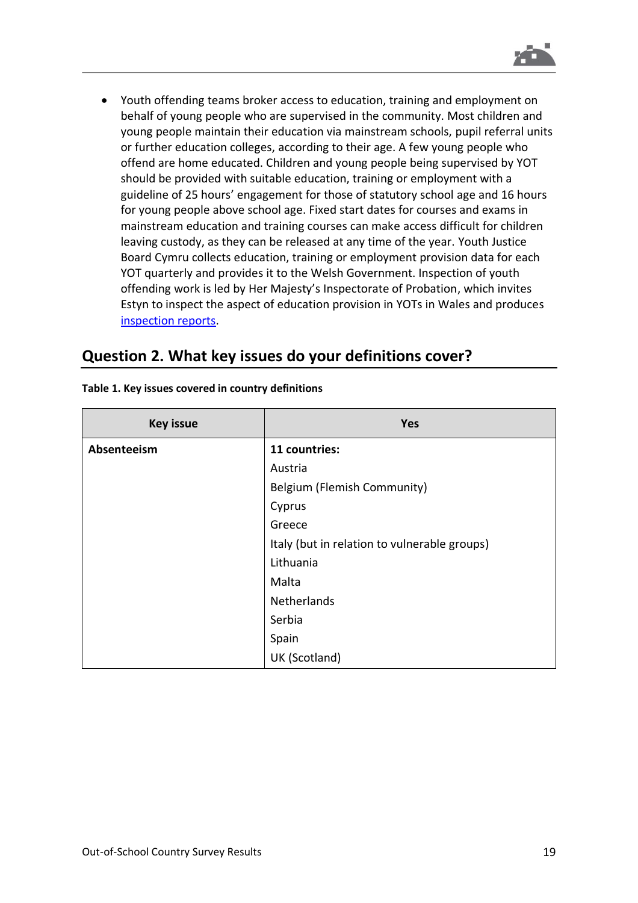- Youth offending teams broker access to education, training and employment on behalf of young people who are supervised in the community. Most children and young people maintain their education via mainstream schools, pupil referral units or further education colleges, according to their age. A few young people who offend are home educated. Children and young people being supervised by YOT should be provided with suitable education, training or employment with a guideline of 25 hours' engagement for those of statutory school age and 16 hours for young people above school age. Fixed start dates for courses and exams in mainstream education and training courses can make access difficult for children leaving custody, as they can be released at any time of the year. Youth Justice Board Cymru collects education, training or employment provision data for each YOT quarterly and provides it to the Welsh Government. Inspection of youth offending work is led by Her Majesty's Inspectorate of Probation, which invites Estyn to inspect the aspect of education provision in YOTs in Wales and produces inspection reports.

## Question 2. What key issues do your definitions cover?

**Table 1. Key issues covered in country definitions**

| Key issue | Yes |
|---|---|
| **Absenteeism** | **11 countries:**<br>Austria<br>Belgium (Flemish Community)<br>Cyprus<br>Greece<br>Italy (but in relation to vulnerable groups)<br>Lithuania<br>Malta<br>Netherlands<br>Serbia<br>Spain<br>UK (Scotland) |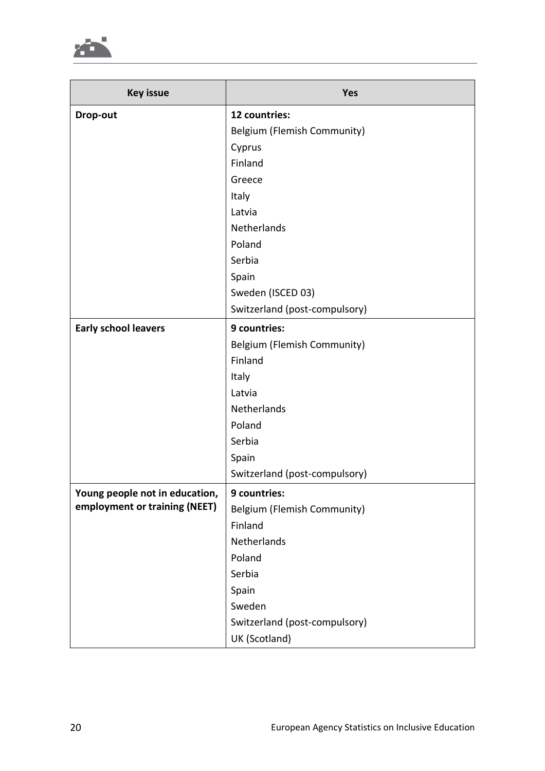| Key issue | Yes |
|---|---|
| **Drop-out** | **12 countries:**<br>Belgium (Flemish Community)<br>Cyprus<br>Finland<br>Greece<br>Italy<br>Latvia<br>Netherlands<br>Poland<br>Serbia<br>Spain<br>Sweden (ISCED 03)<br>Switzerland (post-compulsory) |
| **Early school leavers** | **9 countries:**<br>Belgium (Flemish Community)<br>Finland<br>Italy<br>Latvia<br>Netherlands<br>Poland<br>Serbia<br>Spain<br>Switzerland (post-compulsory) |
| **Young people not in education, employment or training (NEET)** | **9 countries:**<br>Belgium (Flemish Community)<br>Finland<br>Netherlands<br>Poland<br>Serbia<br>Spain<br>Sweden<br>Switzerland (post-compulsory)<br>UK (Scotland) |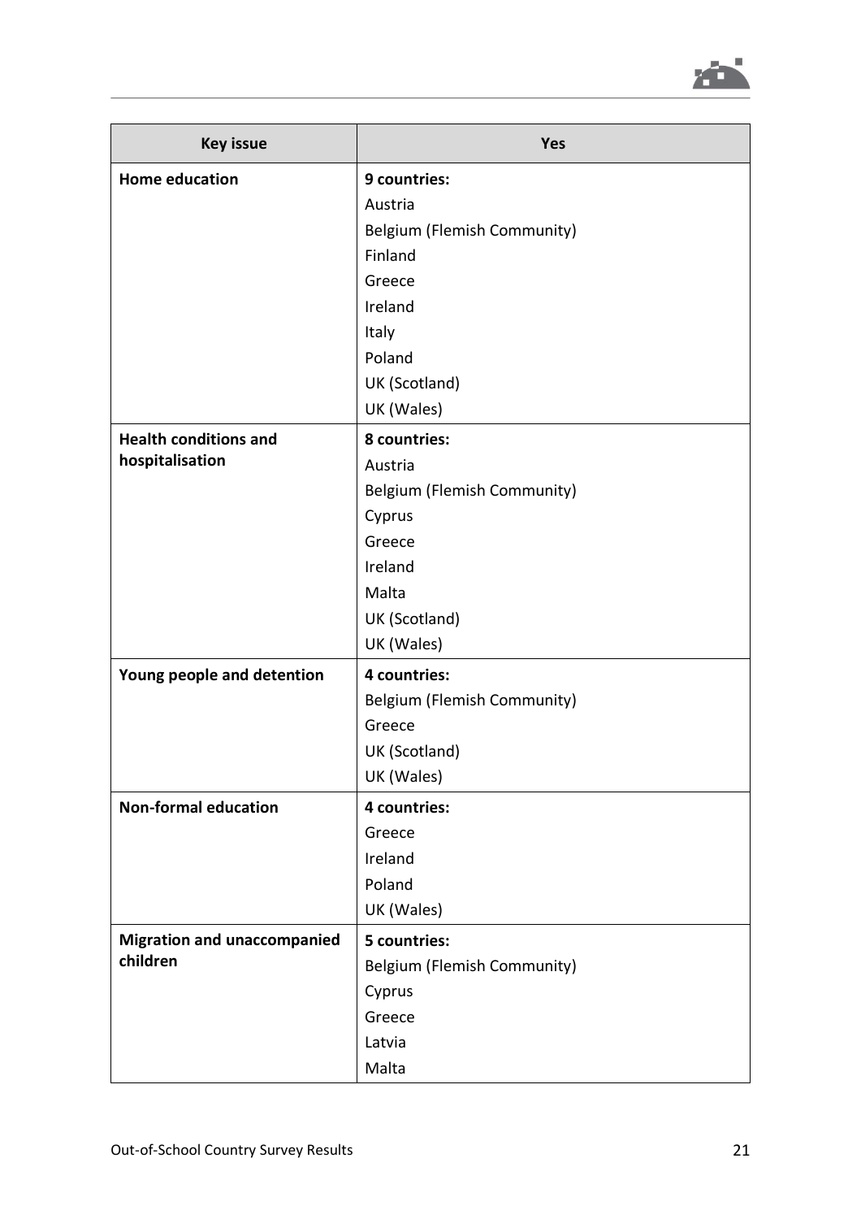| Key issue | Yes |
| --- | --- |
| **Home education** | **9 countries:**<br>Austria<br>Belgium (Flemish Community)<br>Finland<br>Greece<br>Ireland<br>Italy<br>Poland<br>UK (Scotland)<br>UK (Wales) |
| **Health conditions and hospitalisation** | **8 countries:**<br>Austria<br>Belgium (Flemish Community)<br>Cyprus<br>Greece<br>Ireland<br>Malta<br>UK (Scotland)<br>UK (Wales) |
| **Young people and detention** | **4 countries:**<br>Belgium (Flemish Community)<br>Greece<br>UK (Scotland)<br>UK (Wales) |
| **Non-formal education** | **4 countries:**<br>Greece<br>Ireland<br>Poland<br>UK (Wales) |
| **Migration and unaccompanied children** | **5 countries:**<br>Belgium (Flemish Community)<br>Cyprus<br>Greece<br>Latvia<br>Malta |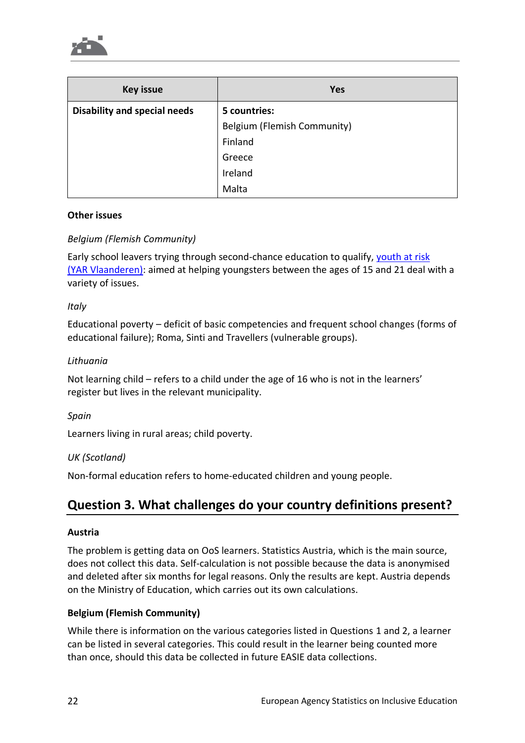| Key issue | Yes |
| --- | --- |
| **Disability and special needs** | **5 countries:**<br>Belgium (Flemish Community)<br>Finland<br>Greece<br>Ireland<br>Malta |

**Other issues**

*Belgium (Flemish Community)*

Early school leavers trying through second-chance education to qualify, youth at risk (YAR Vlaanderen): aimed at helping youngsters between the ages of 15 and 21 deal with a variety of issues.

*Italy*

Educational poverty – deficit of basic competencies and frequent school changes (forms of educational failure); Roma, Sinti and Travellers (vulnerable groups).

*Lithuania*

Not learning child – refers to a child under the age of 16 who is not in the learners' register but lives in the relevant municipality.

*Spain*

Learners living in rural areas; child poverty.

*UK (Scotland)*

Non-formal education refers to home-educated children and young people.

## Question 3. What challenges do your country definitions present?

**Austria**

The problem is getting data on OoS learners. Statistics Austria, which is the main source, does not collect this data. Self-calculation is not possible because the data is anonymised and deleted after six months for legal reasons. Only the results are kept. Austria depends on the Ministry of Education, which carries out its own calculations.

**Belgium (Flemish Community)**

While there is information on the various categories listed in Questions 1 and 2, a learner can be listed in several categories. This could result in the learner being counted more than once, should this data be collected in future EASIE data collections.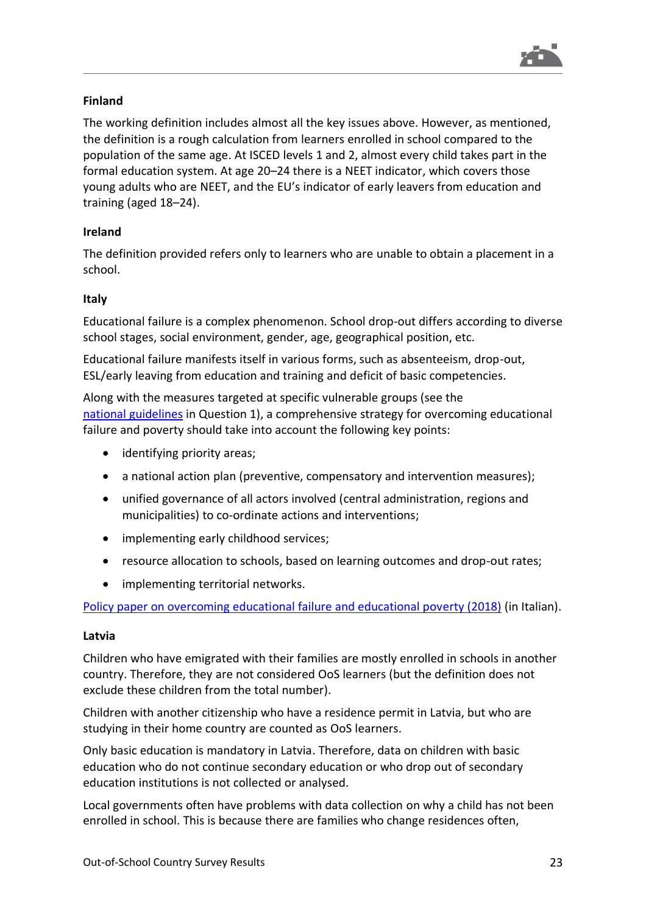**Finland**

The working definition includes almost all the key issues above. However, as mentioned, the definition is a rough calculation from learners enrolled in school compared to the population of the same age. At ISCED levels 1 and 2, almost every child takes part in the formal education system. At age 20–24 there is a NEET indicator, which covers those young adults who are NEET, and the EU's indicator of early leavers from education and training (aged 18–24).

**Ireland**

The definition provided refers only to learners who are unable to obtain a placement in a school.

**Italy**

Educational failure is a complex phenomenon. School drop-out differs according to diverse school stages, social environment, gender, age, geographical position, etc.

Educational failure manifests itself in various forms, such as absenteeism, drop-out, ESL/early leaving from education and training and deficit of basic competencies.

Along with the measures targeted at specific vulnerable groups (see the national guidelines in Question 1), a comprehensive strategy for overcoming educational failure and poverty should take into account the following key points:

- identifying priority areas;
- a national action plan (preventive, compensatory and intervention measures);
- unified governance of all actors involved (central administration, regions and municipalities) to co-ordinate actions and interventions;
- implementing early childhood services;
- resource allocation to schools, based on learning outcomes and drop-out rates;
- implementing territorial networks.

Policy paper on overcoming educational failure and educational poverty (2018) (in Italian).

**Latvia**

Children who have emigrated with their families are mostly enrolled in schools in another country. Therefore, they are not considered OoS learners (but the definition does not exclude these children from the total number).

Children with another citizenship who have a residence permit in Latvia, but who are studying in their home country are counted as OoS learners.

Only basic education is mandatory in Latvia. Therefore, data on children with basic education who do not continue secondary education or who drop out of secondary education institutions is not collected or analysed.

Local governments often have problems with data collection on why a child has not been enrolled in school. This is because there are families who change residences often,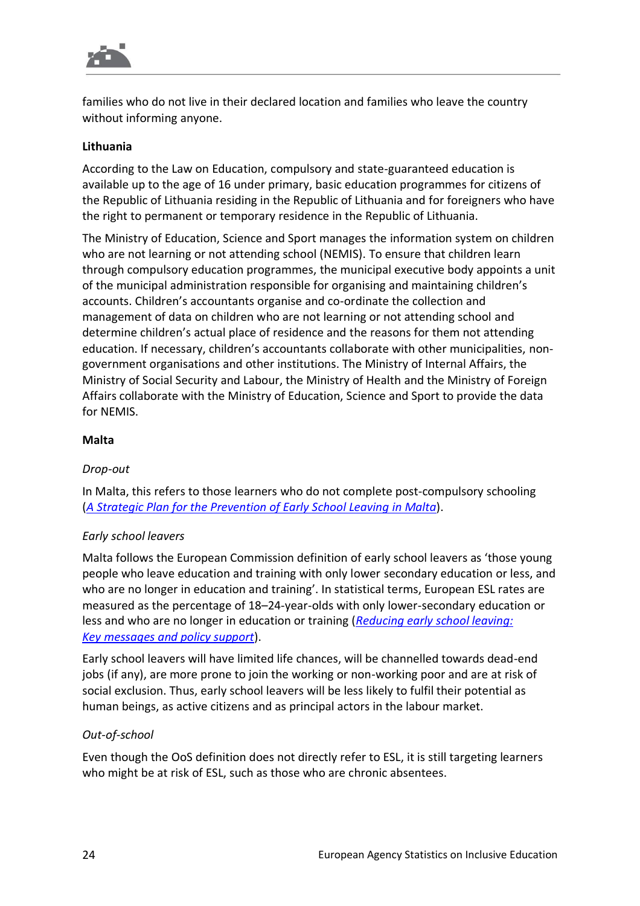families who do not live in their declared location and families who leave the country without informing anyone.

**Lithuania**

According to the Law on Education, compulsory and state-guaranteed education is available up to the age of 16 under primary, basic education programmes for citizens of the Republic of Lithuania residing in the Republic of Lithuania and for foreigners who have the right to permanent or temporary residence in the Republic of Lithuania.

The Ministry of Education, Science and Sport manages the information system on children who are not learning or not attending school (NEMIS). To ensure that children learn through compulsory education programmes, the municipal executive body appoints a unit of the municipal administration responsible for organising and maintaining children's accounts. Children's accountants organise and co-ordinate the collection and management of data on children who are not learning or not attending school and determine children's actual place of residence and the reasons for them not attending education. If necessary, children's accountants collaborate with other municipalities, non-government organisations and other institutions. The Ministry of Internal Affairs, the Ministry of Social Security and Labour, the Ministry of Health and the Ministry of Foreign Affairs collaborate with the Ministry of Education, Science and Sport to provide the data for NEMIS.

**Malta**

*Drop-out*

In Malta, this refers to those learners who do not complete post-compulsory schooling (*A Strategic Plan for the Prevention of Early School Leaving in Malta*).

*Early school leavers*

Malta follows the European Commission definition of early school leavers as 'those young people who leave education and training with only lower secondary education or less, and who are no longer in education and training'. In statistical terms, European ESL rates are measured as the percentage of 18–24-year-olds with only lower-secondary education or less and who are no longer in education or training (*Reducing early school leaving: Key messages and policy support*).

Early school leavers will have limited life chances, will be channelled towards dead-end jobs (if any), are more prone to join the working or non-working poor and are at risk of social exclusion. Thus, early school leavers will be less likely to fulfil their potential as human beings, as active citizens and as principal actors in the labour market.

*Out-of-school*

Even though the OoS definition does not directly refer to ESL, it is still targeting learners who might be at risk of ESL, such as those who are chronic absentees.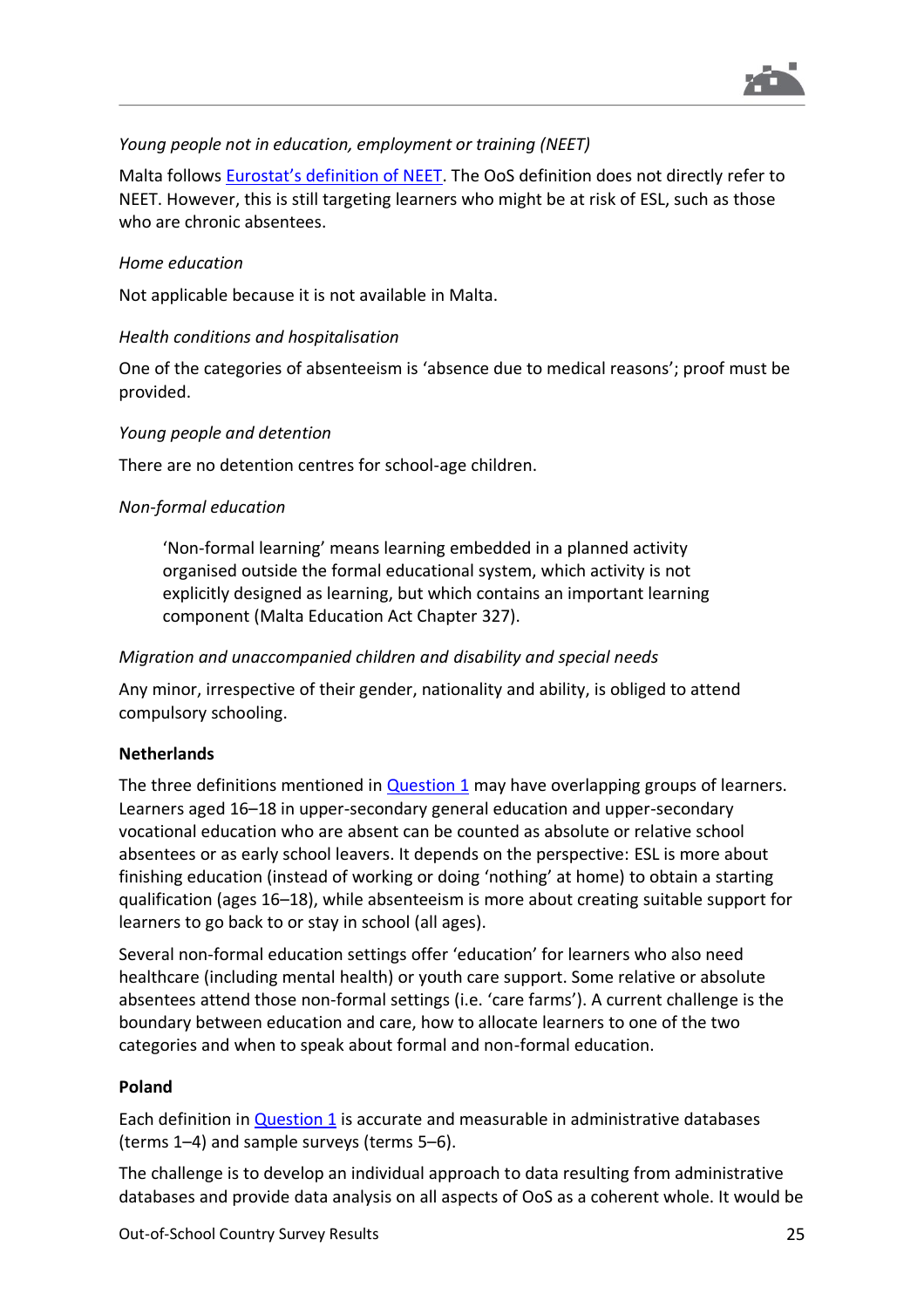*Young people not in education, employment or training (NEET)*

Malta follows [Eurostat's definition of NEET](). The OoS definition does not directly refer to NEET. However, this is still targeting learners who might be at risk of ESL, such as those who are chronic absentees.

*Home education*

Not applicable because it is not available in Malta.

*Health conditions and hospitalisation*

One of the categories of absenteeism is 'absence due to medical reasons'; proof must be provided.

*Young people and detention*

There are no detention centres for school-age children.

*Non-formal education*

> 'Non-formal learning' means learning embedded in a planned activity organised outside the formal educational system, which activity is not explicitly designed as learning, but which contains an important learning component (Malta Education Act Chapter 327).

*Migration and unaccompanied children and disability and special needs*

Any minor, irrespective of their gender, nationality and ability, is obliged to attend compulsory schooling.

**Netherlands**

The three definitions mentioned in [Question 1]() may have overlapping groups of learners. Learners aged 16–18 in upper-secondary general education and upper-secondary vocational education who are absent can be counted as absolute or relative school absentees or as early school leavers. It depends on the perspective: ESL is more about finishing education (instead of working or doing 'nothing' at home) to obtain a starting qualification (ages 16–18), while absenteeism is more about creating suitable support for learners to go back to or stay in school (all ages).

Several non-formal education settings offer 'education' for learners who also need healthcare (including mental health) or youth care support. Some relative or absolute absentees attend those non-formal settings (i.e. 'care farms'). A current challenge is the boundary between education and care, how to allocate learners to one of the two categories and when to speak about formal and non-formal education.

**Poland**

Each definition in [Question 1]() is accurate and measurable in administrative databases (terms 1–4) and sample surveys (terms 5–6).

The challenge is to develop an individual approach to data resulting from administrative databases and provide data analysis on all aspects of OoS as a coherent whole. It would be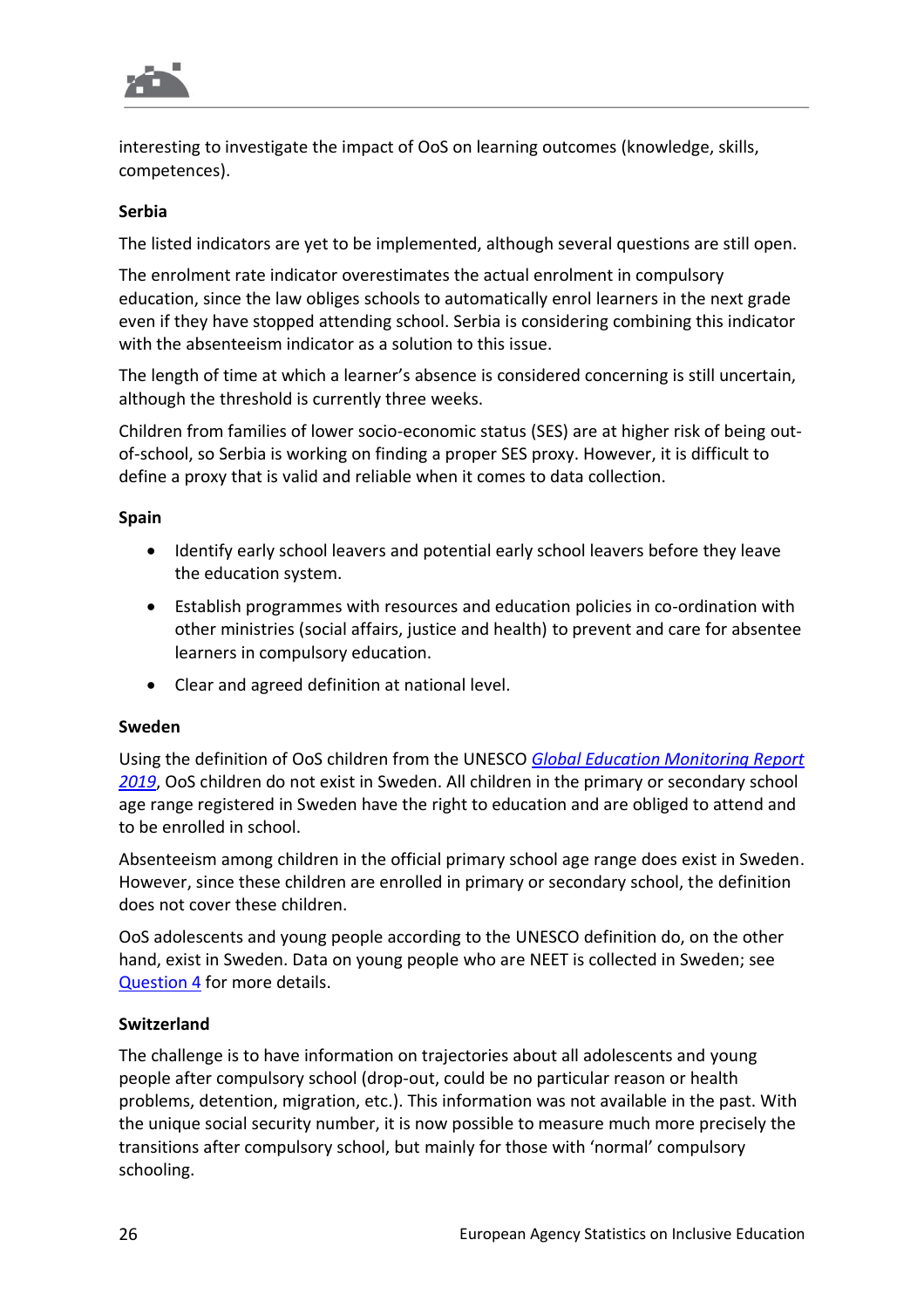interesting to investigate the impact of OoS on learning outcomes (knowledge, skills, competences).

**Serbia**

The listed indicators are yet to be implemented, although several questions are still open.

The enrolment rate indicator overestimates the actual enrolment in compulsory education, since the law obliges schools to automatically enrol learners in the next grade even if they have stopped attending school. Serbia is considering combining this indicator with the absenteeism indicator as a solution to this issue.

The length of time at which a learner's absence is considered concerning is still uncertain, although the threshold is currently three weeks.

Children from families of lower socio-economic status (SES) are at higher risk of being out-of-school, so Serbia is working on finding a proper SES proxy. However, it is difficult to define a proxy that is valid and reliable when it comes to data collection.

**Spain**

- Identify early school leavers and potential early school leavers before they leave the education system.
- Establish programmes with resources and education policies in co-ordination with other ministries (social affairs, justice and health) to prevent and care for absentee learners in compulsory education.
- Clear and agreed definition at national level.

**Sweden**

Using the definition of OoS children from the UNESCO *Global Education Monitoring Report 2019*, OoS children do not exist in Sweden. All children in the primary or secondary school age range registered in Sweden have the right to education and are obliged to attend and to be enrolled in school.

Absenteeism among children in the official primary school age range does exist in Sweden. However, since these children are enrolled in primary or secondary school, the definition does not cover these children.

OoS adolescents and young people according to the UNESCO definition do, on the other hand, exist in Sweden. Data on young people who are NEET is collected in Sweden; see Question 4 for more details.

**Switzerland**

The challenge is to have information on trajectories about all adolescents and young people after compulsory school (drop-out, could be no particular reason or health problems, detention, migration, etc.). This information was not available in the past. With the unique social security number, it is now possible to measure much more precisely the transitions after compulsory school, but mainly for those with 'normal' compulsory schooling.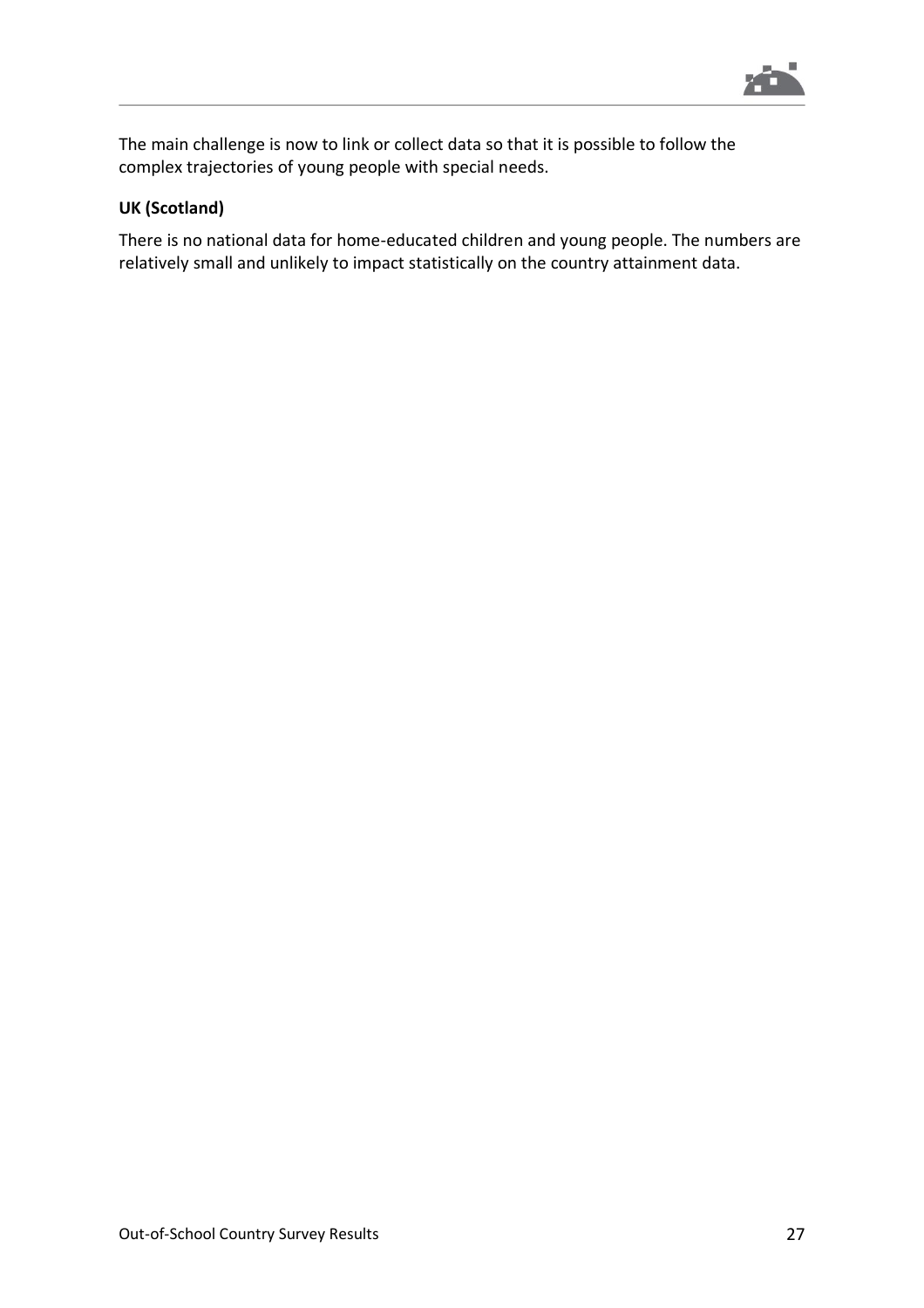The main challenge is now to link or collect data so that it is possible to follow the complex trajectories of young people with special needs.

**UK (Scotland)**

There is no national data for home-educated children and young people. The numbers are relatively small and unlikely to impact statistically on the country attainment data.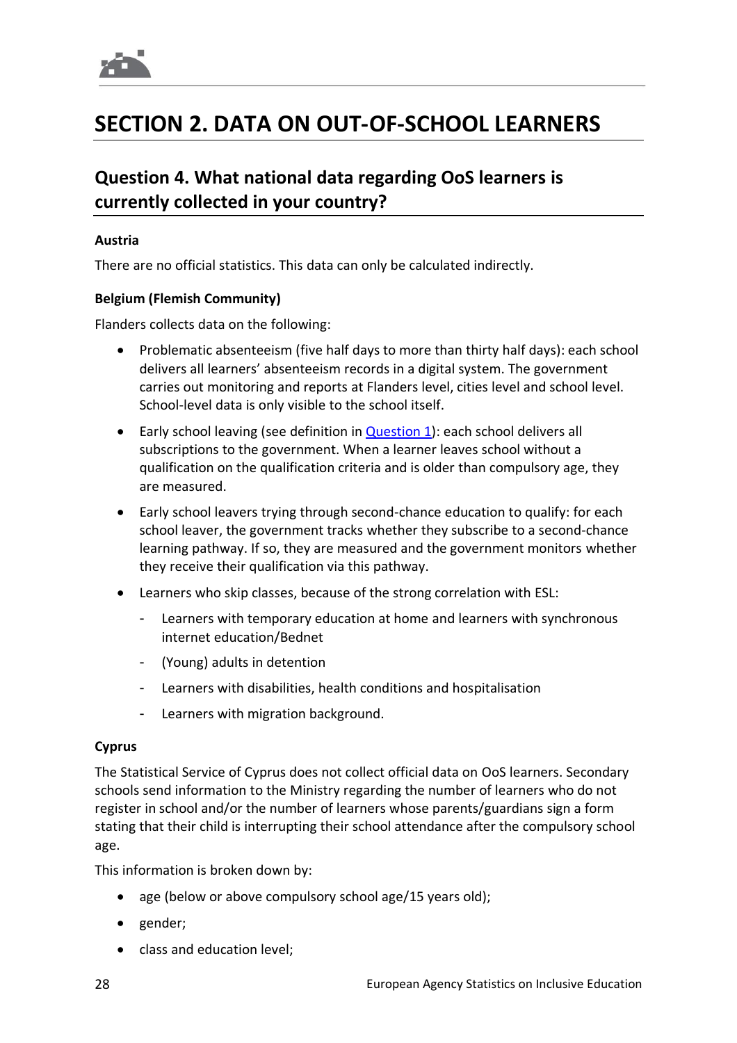# SECTION 2. DATA ON OUT-OF-SCHOOL LEARNERS

## Question 4. What national data regarding OoS learners is currently collected in your country?

**Austria**

There are no official statistics. This data can only be calculated indirectly.

**Belgium (Flemish Community)**

Flanders collects data on the following:

- Problematic absenteeism (five half days to more than thirty half days): each school delivers all learners' absenteeism records in a digital system. The government carries out monitoring and reports at Flanders level, cities level and school level. School-level data is only visible to the school itself.
- Early school leaving (see definition in Question 1): each school delivers all subscriptions to the government. When a learner leaves school without a qualification on the qualification criteria and is older than compulsory age, they are measured.
- Early school leavers trying through second-chance education to qualify: for each school leaver, the government tracks whether they subscribe to a second-chance learning pathway. If so, they are measured and the government monitors whether they receive their qualification via this pathway.
- Learners who skip classes, because of the strong correlation with ESL:
  - Learners with temporary education at home and learners with synchronous internet education/Bednet
  - (Young) adults in detention
  - Learners with disabilities, health conditions and hospitalisation
  - Learners with migration background.

**Cyprus**

The Statistical Service of Cyprus does not collect official data on OoS learners. Secondary schools send information to the Ministry regarding the number of learners who do not register in school and/or the number of learners whose parents/guardians sign a form stating that their child is interrupting their school attendance after the compulsory school age.

This information is broken down by:

- age (below or above compulsory school age/15 years old);
- gender;
- class and education level;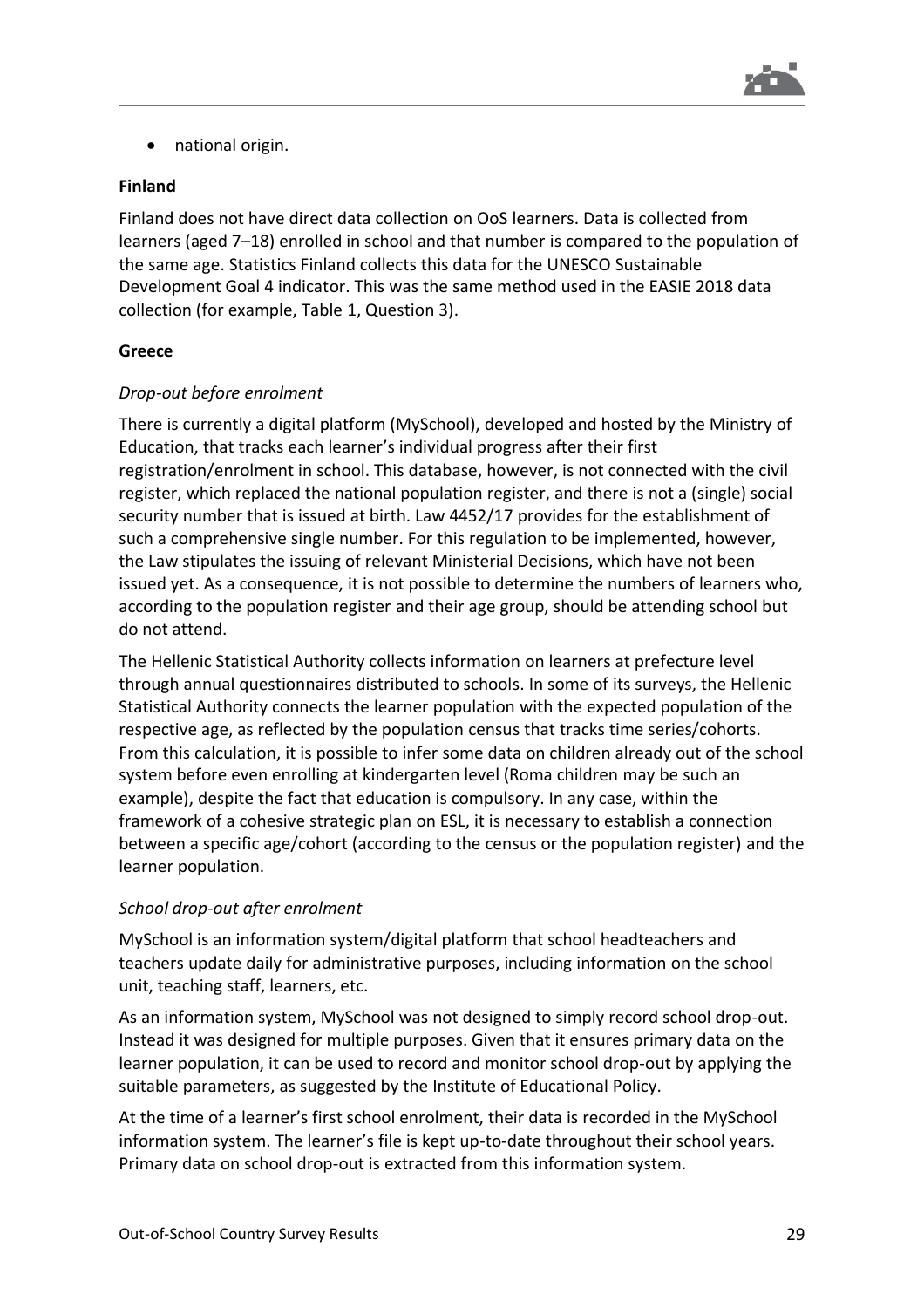- national origin.

**Finland**

Finland does not have direct data collection on OoS learners. Data is collected from learners (aged 7–18) enrolled in school and that number is compared to the population of the same age. Statistics Finland collects this data for the UNESCO Sustainable Development Goal 4 indicator. This was the same method used in the EASIE 2018 data collection (for example, Table 1, Question 3).

**Greece**

*Drop-out before enrolment*

There is currently a digital platform (MySchool), developed and hosted by the Ministry of Education, that tracks each learner's individual progress after their first registration/enrolment in school. This database, however, is not connected with the civil register, which replaced the national population register, and there is not a (single) social security number that is issued at birth. Law 4452/17 provides for the establishment of such a comprehensive single number. For this regulation to be implemented, however, the Law stipulates the issuing of relevant Ministerial Decisions, which have not been issued yet. As a consequence, it is not possible to determine the numbers of learners who, according to the population register and their age group, should be attending school but do not attend.

The Hellenic Statistical Authority collects information on learners at prefecture level through annual questionnaires distributed to schools. In some of its surveys, the Hellenic Statistical Authority connects the learner population with the expected population of the respective age, as reflected by the population census that tracks time series/cohorts. From this calculation, it is possible to infer some data on children already out of the school system before even enrolling at kindergarten level (Roma children may be such an example), despite the fact that education is compulsory. In any case, within the framework of a cohesive strategic plan on ESL, it is necessary to establish a connection between a specific age/cohort (according to the census or the population register) and the learner population.

*School drop-out after enrolment*

MySchool is an information system/digital platform that school headteachers and teachers update daily for administrative purposes, including information on the school unit, teaching staff, learners, etc.

As an information system, MySchool was not designed to simply record school drop-out. Instead it was designed for multiple purposes. Given that it ensures primary data on the learner population, it can be used to record and monitor school drop-out by applying the suitable parameters, as suggested by the Institute of Educational Policy.

At the time of a learner's first school enrolment, their data is recorded in the MySchool information system. The learner's file is kept up-to-date throughout their school years. Primary data on school drop-out is extracted from this information system.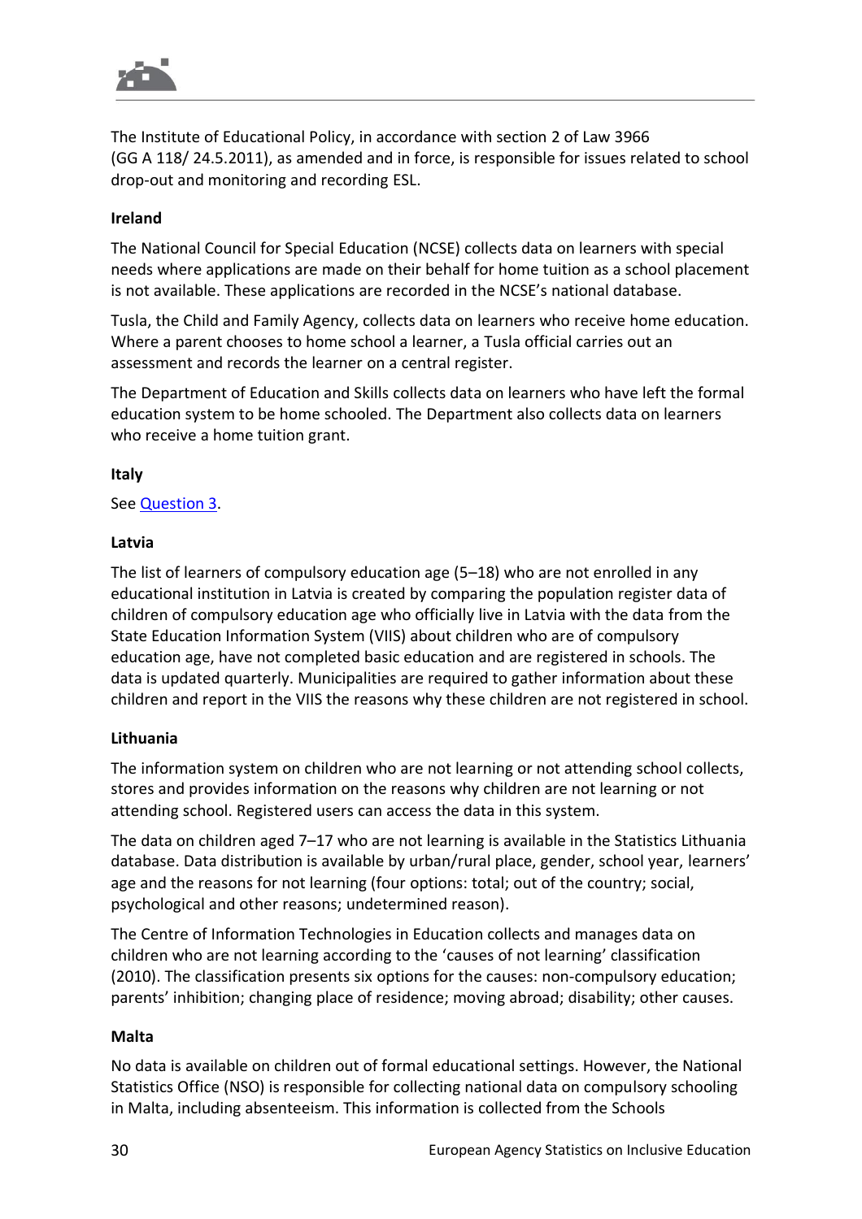The Institute of Educational Policy, in accordance with section 2 of Law 3966 (GG A 118/ 24.5.2011), as amended and in force, is responsible for issues related to school drop-out and monitoring and recording ESL.

**Ireland**

The National Council for Special Education (NCSE) collects data on learners with special needs where applications are made on their behalf for home tuition as a school placement is not available. These applications are recorded in the NCSE's national database.

Tusla, the Child and Family Agency, collects data on learners who receive home education. Where a parent chooses to home school a learner, a Tusla official carries out an assessment and records the learner on a central register.

The Department of Education and Skills collects data on learners who have left the formal education system to be home schooled. The Department also collects data on learners who receive a home tuition grant.

**Italy**

See Question 3.

**Latvia**

The list of learners of compulsory education age (5–18) who are not enrolled in any educational institution in Latvia is created by comparing the population register data of children of compulsory education age who officially live in Latvia with the data from the State Education Information System (VIIS) about children who are of compulsory education age, have not completed basic education and are registered in schools. The data is updated quarterly. Municipalities are required to gather information about these children and report in the VIIS the reasons why these children are not registered in school.

**Lithuania**

The information system on children who are not learning or not attending school collects, stores and provides information on the reasons why children are not learning or not attending school. Registered users can access the data in this system.

The data on children aged 7–17 who are not learning is available in the Statistics Lithuania database. Data distribution is available by urban/rural place, gender, school year, learners' age and the reasons for not learning (four options: total; out of the country; social, psychological and other reasons; undetermined reason).

The Centre of Information Technologies in Education collects and manages data on children who are not learning according to the 'causes of not learning' classification (2010). The classification presents six options for the causes: non-compulsory education; parents' inhibition; changing place of residence; moving abroad; disability; other causes.

**Malta**

No data is available on children out of formal educational settings. However, the National Statistics Office (NSO) is responsible for collecting national data on compulsory schooling in Malta, including absenteeism. This information is collected from the Schools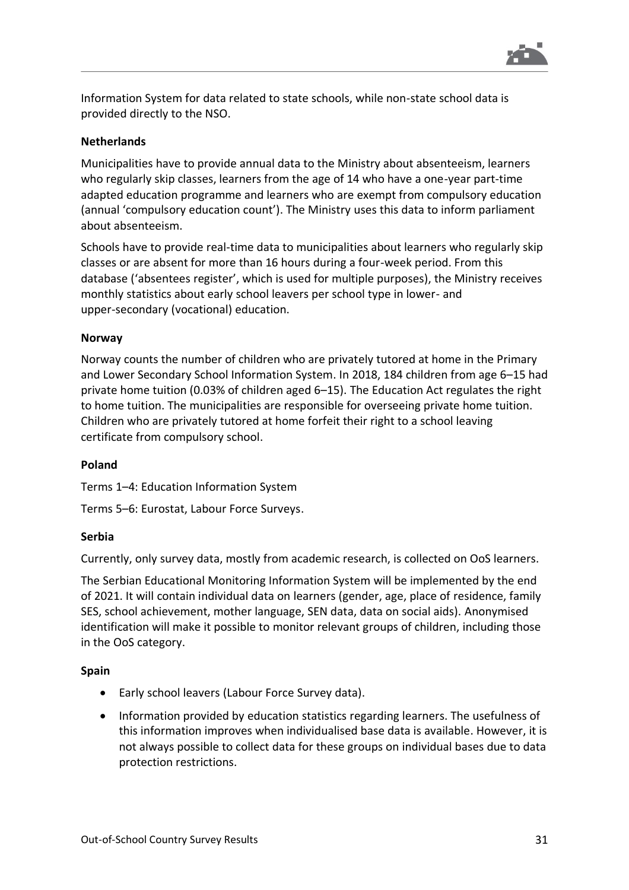Information System for data related to state schools, while non-state school data is provided directly to the NSO.

**Netherlands**

Municipalities have to provide annual data to the Ministry about absenteeism, learners who regularly skip classes, learners from the age of 14 who have a one-year part-time adapted education programme and learners who are exempt from compulsory education (annual 'compulsory education count'). The Ministry uses this data to inform parliament about absenteeism.

Schools have to provide real-time data to municipalities about learners who regularly skip classes or are absent for more than 16 hours during a four-week period. From this database ('absentees register', which is used for multiple purposes), the Ministry receives monthly statistics about early school leavers per school type in lower- and upper-secondary (vocational) education.

**Norway**

Norway counts the number of children who are privately tutored at home in the Primary and Lower Secondary School Information System. In 2018, 184 children from age 6–15 had private home tuition (0.03% of children aged 6–15). The Education Act regulates the right to home tuition. The municipalities are responsible for overseeing private home tuition. Children who are privately tutored at home forfeit their right to a school leaving certificate from compulsory school.

**Poland**

Terms 1–4: Education Information System

Terms 5–6: Eurostat, Labour Force Surveys.

**Serbia**

Currently, only survey data, mostly from academic research, is collected on OoS learners.

The Serbian Educational Monitoring Information System will be implemented by the end of 2021. It will contain individual data on learners (gender, age, place of residence, family SES, school achievement, mother language, SEN data, data on social aids). Anonymised identification will make it possible to monitor relevant groups of children, including those in the OoS category.

**Spain**

- Early school leavers (Labour Force Survey data).
- Information provided by education statistics regarding learners. The usefulness of this information improves when individualised base data is available. However, it is not always possible to collect data for these groups on individual bases due to data protection restrictions.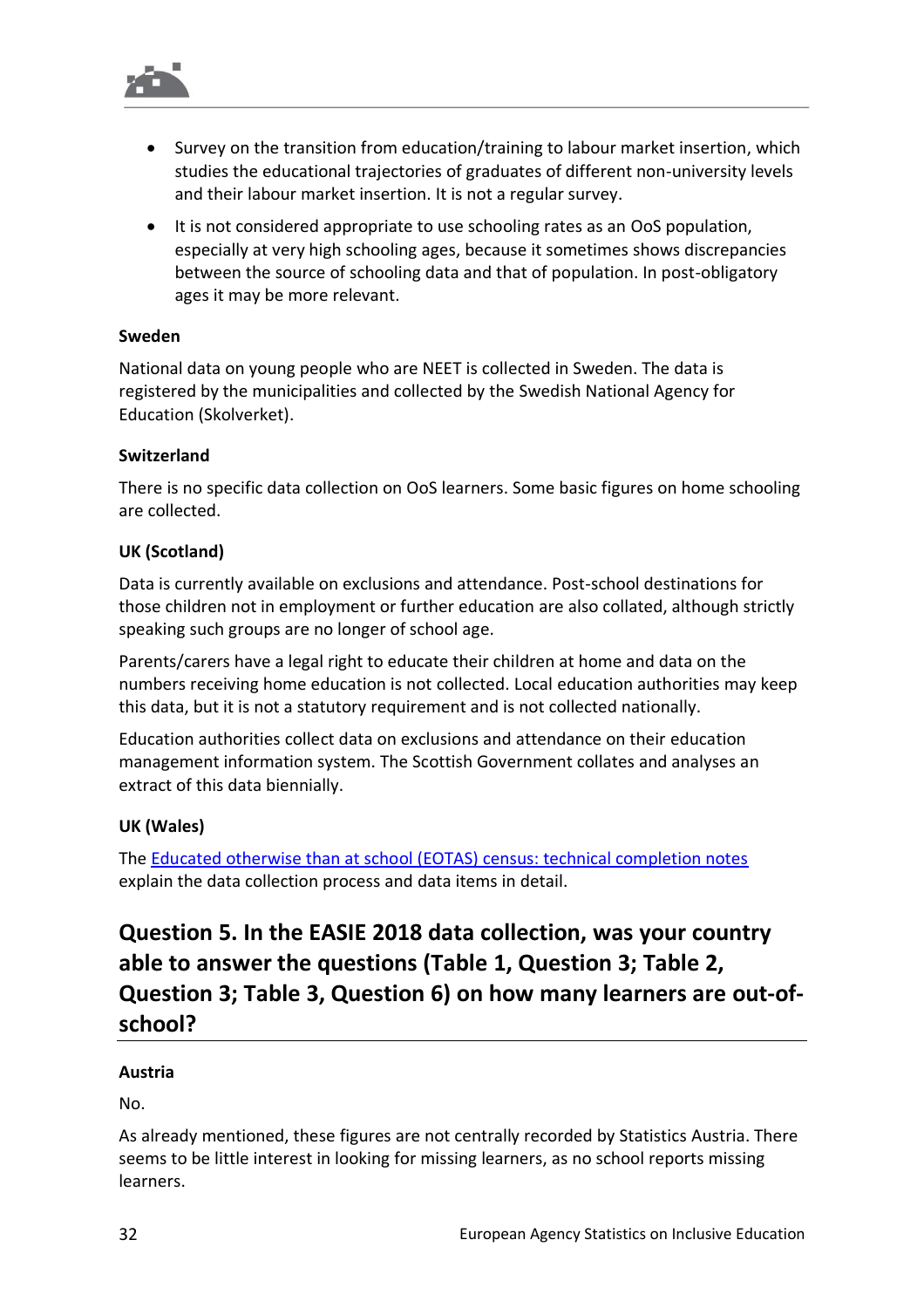- Survey on the transition from education/training to labour market insertion, which studies the educational trajectories of graduates of different non-university levels and their labour market insertion. It is not a regular survey.
- It is not considered appropriate to use schooling rates as an OoS population, especially at very high schooling ages, because it sometimes shows discrepancies between the source of schooling data and that of population. In post-obligatory ages it may be more relevant.

**Sweden**

National data on young people who are NEET is collected in Sweden. The data is registered by the municipalities and collected by the Swedish National Agency for Education (Skolverket).

**Switzerland**

There is no specific data collection on OoS learners. Some basic figures on home schooling are collected.

**UK (Scotland)**

Data is currently available on exclusions and attendance. Post-school destinations for those children not in employment or further education are also collated, although strictly speaking such groups are no longer of school age.

Parents/carers have a legal right to educate their children at home and data on the numbers receiving home education is not collected. Local education authorities may keep this data, but it is not a statutory requirement and is not collected nationally.

Education authorities collect data on exclusions and attendance on their education management information system. The Scottish Government collates and analyses an extract of this data biennially.

**UK (Wales)**

The Educated otherwise than at school (EOTAS) census: technical completion notes explain the data collection process and data items in detail.

## Question 5. In the EASIE 2018 data collection, was your country able to answer the questions (Table 1, Question 3; Table 2, Question 3; Table 3, Question 6) on how many learners are out-of-school?

**Austria**

No.

As already mentioned, these figures are not centrally recorded by Statistics Austria. There seems to be little interest in looking for missing learners, as no school reports missing learners.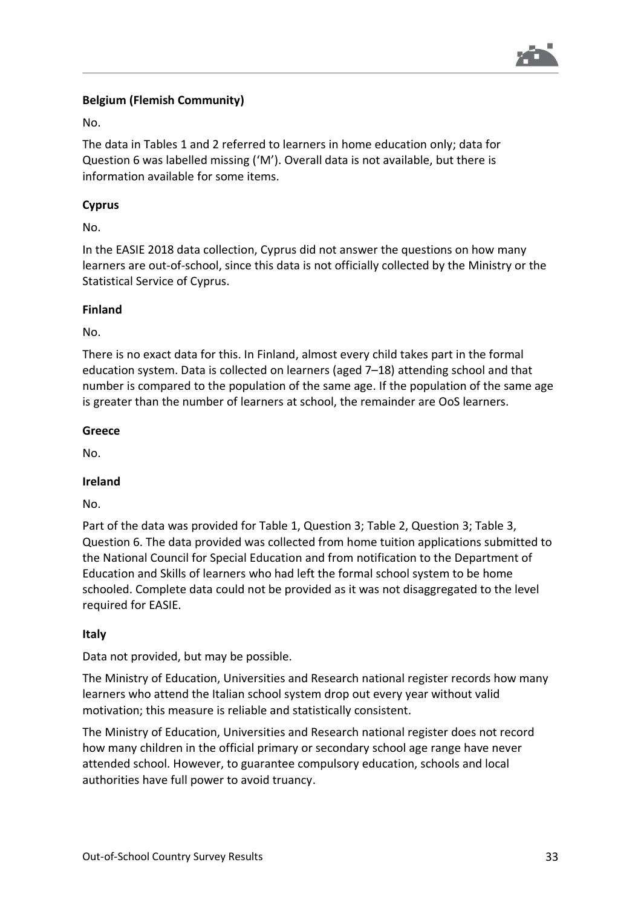**Belgium (Flemish Community)**

No.

The data in Tables 1 and 2 referred to learners in home education only; data for Question 6 was labelled missing ('M'). Overall data is not available, but there is information available for some items.

**Cyprus**

No.

In the EASIE 2018 data collection, Cyprus did not answer the questions on how many learners are out-of-school, since this data is not officially collected by the Ministry or the Statistical Service of Cyprus.

**Finland**

No.

There is no exact data for this. In Finland, almost every child takes part in the formal education system. Data is collected on learners (aged 7–18) attending school and that number is compared to the population of the same age. If the population of the same age is greater than the number of learners at school, the remainder are OoS learners.

**Greece**

No.

**Ireland**

No.

Part of the data was provided for Table 1, Question 3; Table 2, Question 3; Table 3, Question 6. The data provided was collected from home tuition applications submitted to the National Council for Special Education and from notification to the Department of Education and Skills of learners who had left the formal school system to be home schooled. Complete data could not be provided as it was not disaggregated to the level required for EASIE.

**Italy**

Data not provided, but may be possible.

The Ministry of Education, Universities and Research national register records how many learners who attend the Italian school system drop out every year without valid motivation; this measure is reliable and statistically consistent.

The Ministry of Education, Universities and Research national register does not record how many children in the official primary or secondary school age range have never attended school. However, to guarantee compulsory education, schools and local authorities have full power to avoid truancy.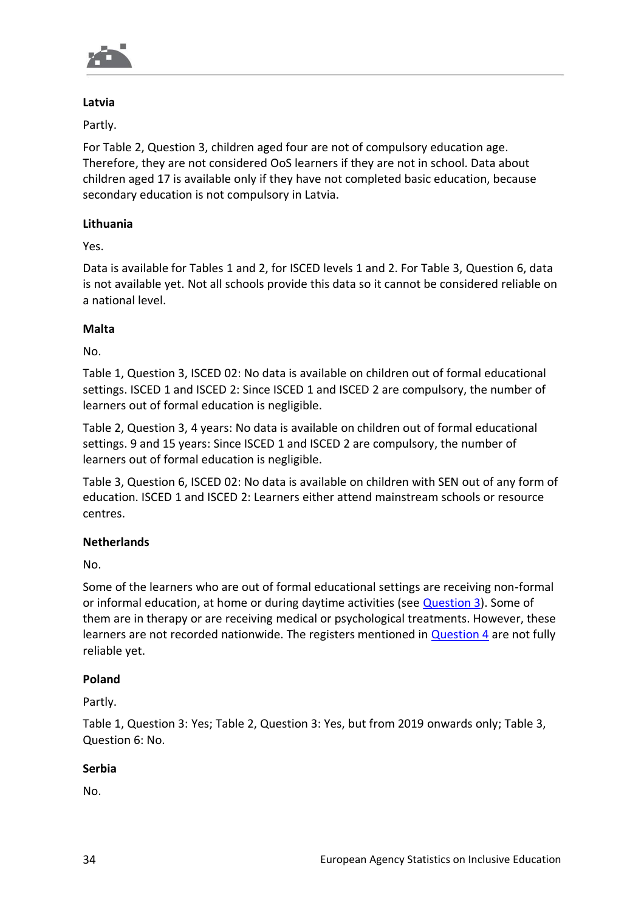**Latvia**

Partly.

For Table 2, Question 3, children aged four are not of compulsory education age. Therefore, they are not considered OoS learners if they are not in school. Data about children aged 17 is available only if they have not completed basic education, because secondary education is not compulsory in Latvia.

**Lithuania**

Yes.

Data is available for Tables 1 and 2, for ISCED levels 1 and 2. For Table 3, Question 6, data is not available yet. Not all schools provide this data so it cannot be considered reliable on a national level.

**Malta**

No.

Table 1, Question 3, ISCED 02: No data is available on children out of formal educational settings. ISCED 1 and ISCED 2: Since ISCED 1 and ISCED 2 are compulsory, the number of learners out of formal education is negligible.

Table 2, Question 3, 4 years: No data is available on children out of formal educational settings. 9 and 15 years: Since ISCED 1 and ISCED 2 are compulsory, the number of learners out of formal education is negligible.

Table 3, Question 6, ISCED 02: No data is available on children with SEN out of any form of education. ISCED 1 and ISCED 2: Learners either attend mainstream schools or resource centres.

**Netherlands**

No.

Some of the learners who are out of formal educational settings are receiving non-formal or informal education, at home or during daytime activities (see Question 3). Some of them are in therapy or are receiving medical or psychological treatments. However, these learners are not recorded nationwide. The registers mentioned in Question 4 are not fully reliable yet.

**Poland**

Partly.

Table 1, Question 3: Yes; Table 2, Question 3: Yes, but from 2019 onwards only; Table 3, Question 6: No.

**Serbia**

No.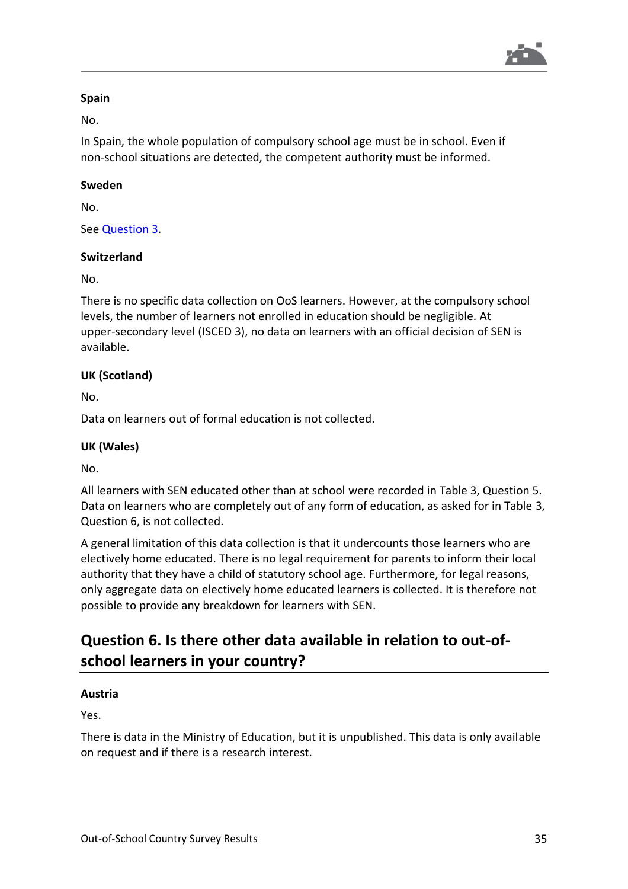**Spain**

No.

In Spain, the whole population of compulsory school age must be in school. Even if non-school situations are detected, the competent authority must be informed.

**Sweden**

No.

See Question 3.

**Switzerland**

No.

There is no specific data collection on OoS learners. However, at the compulsory school levels, the number of learners not enrolled in education should be negligible. At upper-secondary level (ISCED 3), no data on learners with an official decision of SEN is available.

**UK (Scotland)**

No.

Data on learners out of formal education is not collected.

**UK (Wales)**

No.

All learners with SEN educated other than at school were recorded in Table 3, Question 5. Data on learners who are completely out of any form of education, as asked for in Table 3, Question 6, is not collected.

A general limitation of this data collection is that it undercounts those learners who are electively home educated. There is no legal requirement for parents to inform their local authority that they have a child of statutory school age. Furthermore, for legal reasons, only aggregate data on electively home educated learners is collected. It is therefore not possible to provide any breakdown for learners with SEN.

## Question 6. Is there other data available in relation to out-of-school learners in your country?

**Austria**

Yes.

There is data in the Ministry of Education, but it is unpublished. This data is only available on request and if there is a research interest.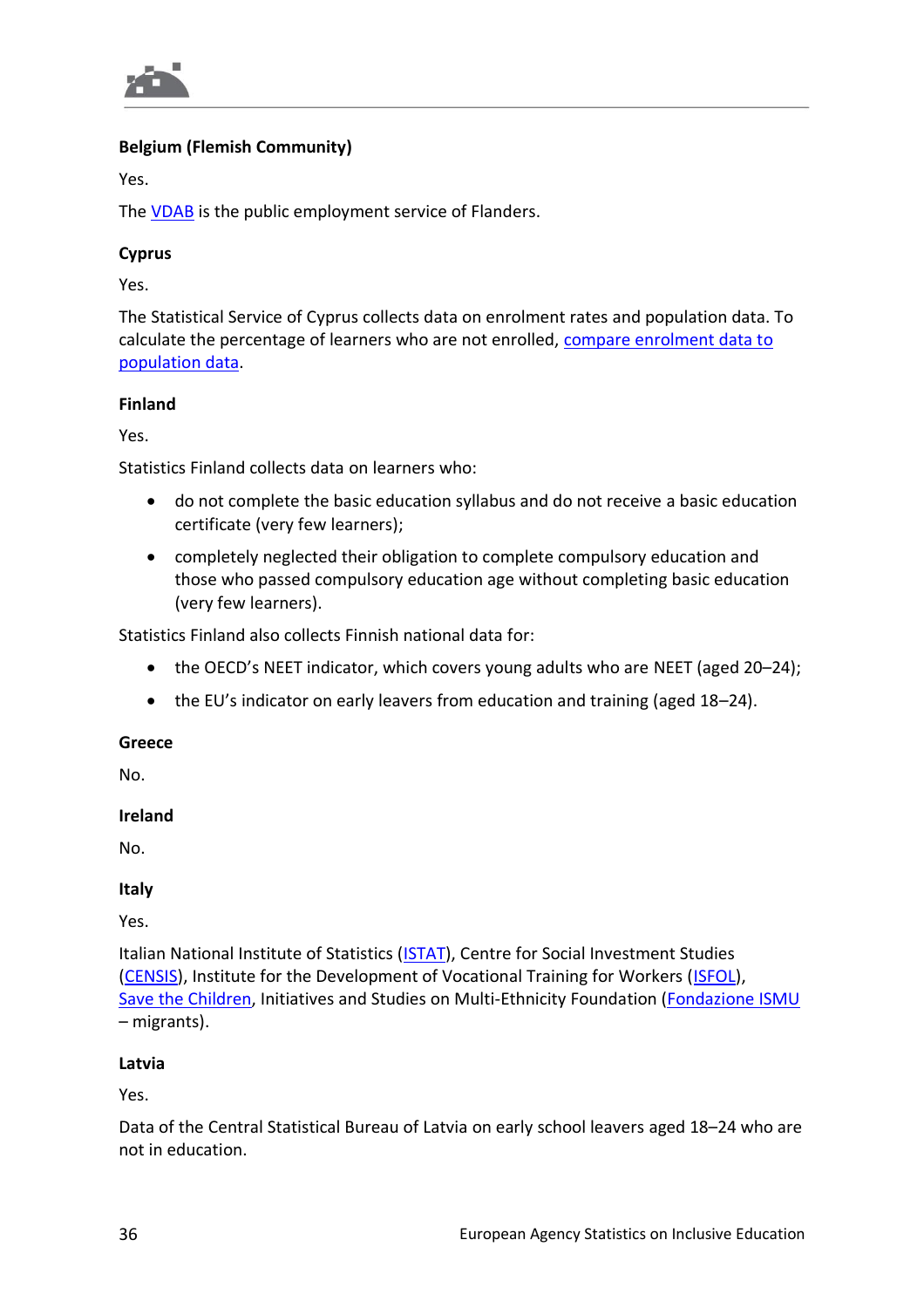**Belgium (Flemish Community)**

Yes.

The VDAB is the public employment service of Flanders.

**Cyprus**

Yes.

The Statistical Service of Cyprus collects data on enrolment rates and population data. To calculate the percentage of learners who are not enrolled, compare enrolment data to population data.

**Finland**

Yes.

Statistics Finland collects data on learners who:

- do not complete the basic education syllabus and do not receive a basic education certificate (very few learners);
- completely neglected their obligation to complete compulsory education and those who passed compulsory education age without completing basic education (very few learners).

Statistics Finland also collects Finnish national data for:

- the OECD's NEET indicator, which covers young adults who are NEET (aged 20–24);
- the EU's indicator on early leavers from education and training (aged 18–24).

**Greece**

No.

**Ireland**

No.

**Italy**

Yes.

Italian National Institute of Statistics (ISTAT), Centre for Social Investment Studies (CENSIS), Institute for the Development of Vocational Training for Workers (ISFOL), Save the Children, Initiatives and Studies on Multi-Ethnicity Foundation (Fondazione ISMU – migrants).

**Latvia**

Yes.

Data of the Central Statistical Bureau of Latvia on early school leavers aged 18–24 who are not in education.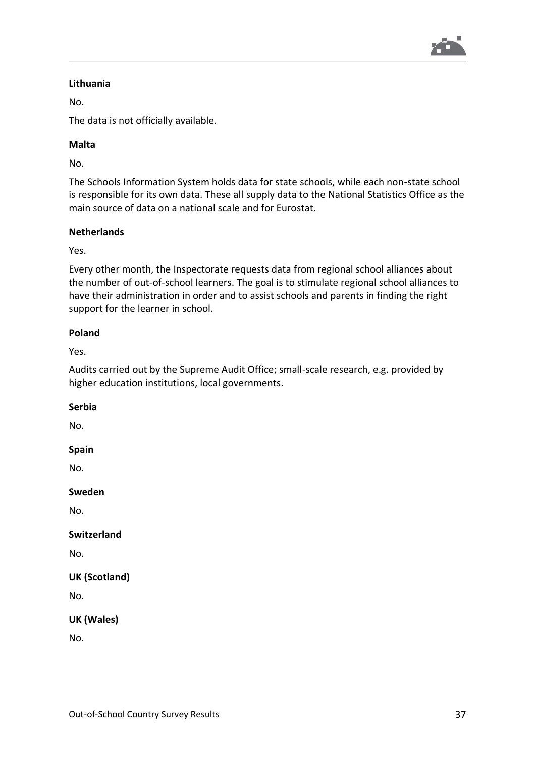**Lithuania**

No.

The data is not officially available.

**Malta**

No.

The Schools Information System holds data for state schools, while each non-state school is responsible for its own data. These all supply data to the National Statistics Office as the main source of data on a national scale and for Eurostat.

**Netherlands**

Yes.

Every other month, the Inspectorate requests data from regional school alliances about the number of out-of-school learners. The goal is to stimulate regional school alliances to have their administration in order and to assist schools and parents in finding the right support for the learner in school.

**Poland**

Yes.

Audits carried out by the Supreme Audit Office; small-scale research, e.g. provided by higher education institutions, local governments.

**Serbia**

No.

**Spain**

No.

**Sweden**

No.

**Switzerland**

No.

**UK (Scotland)**

No.

**UK (Wales)**

No.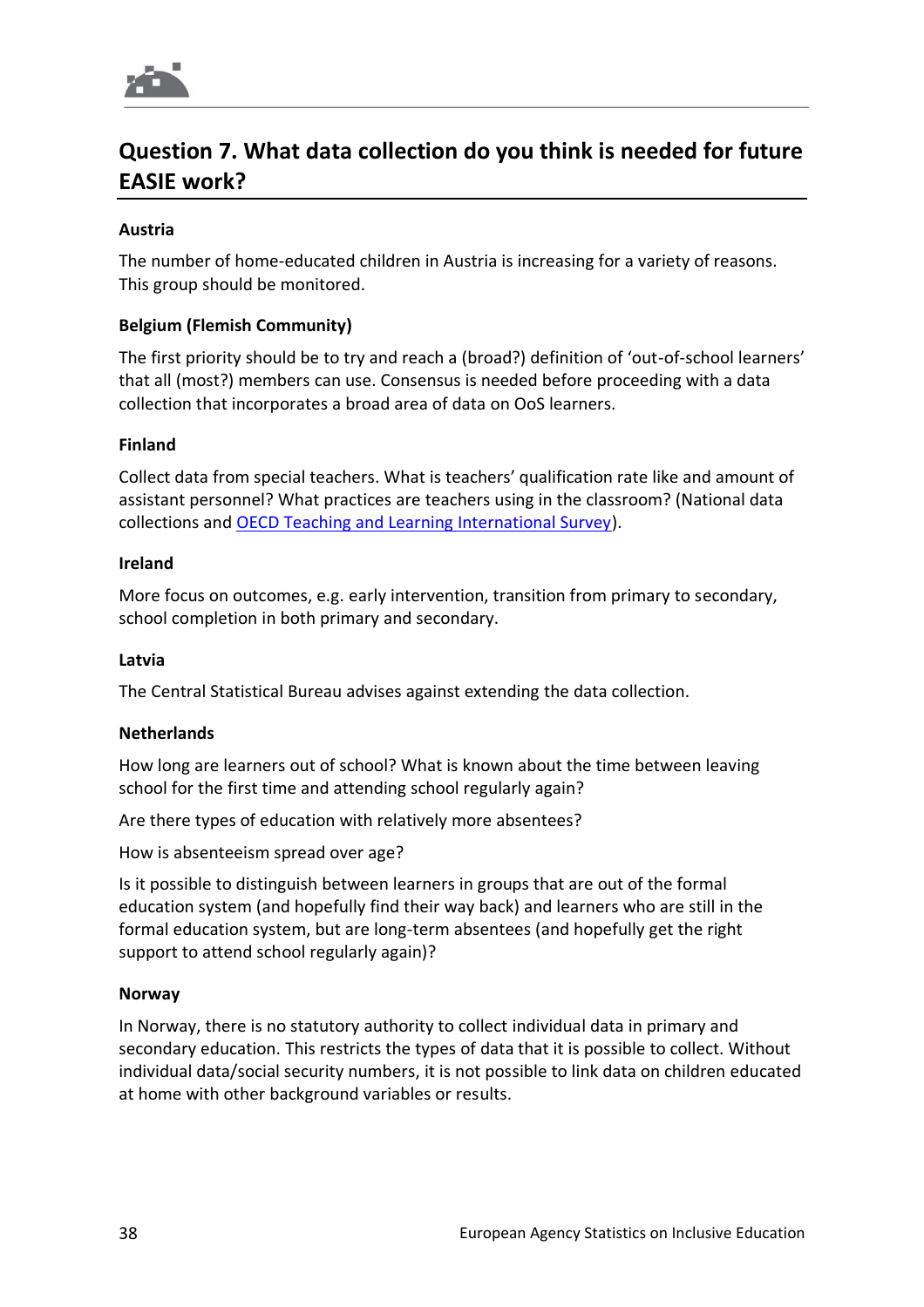## Question 7. What data collection do you think is needed for future EASIE work?

**Austria**

The number of home-educated children in Austria is increasing for a variety of reasons. This group should be monitored.

**Belgium (Flemish Community)**

The first priority should be to try and reach a (broad?) definition of 'out-of-school learners' that all (most?) members can use. Consensus is needed before proceeding with a data collection that incorporates a broad area of data on OoS learners.

**Finland**

Collect data from special teachers. What is teachers' qualification rate like and amount of assistant personnel? What practices are teachers using in the classroom? (National data collections and OECD Teaching and Learning International Survey).

**Ireland**

More focus on outcomes, e.g. early intervention, transition from primary to secondary, school completion in both primary and secondary.

**Latvia**

The Central Statistical Bureau advises against extending the data collection.

**Netherlands**

How long are learners out of school? What is known about the time between leaving school for the first time and attending school regularly again?

Are there types of education with relatively more absentees?

How is absenteeism spread over age?

Is it possible to distinguish between learners in groups that are out of the formal education system (and hopefully find their way back) and learners who are still in the formal education system, but are long-term absentees (and hopefully get the right support to attend school regularly again)?

**Norway**

In Norway, there is no statutory authority to collect individual data in primary and secondary education. This restricts the types of data that it is possible to collect. Without individual data/social security numbers, it is not possible to link data on children educated at home with other background variables or results.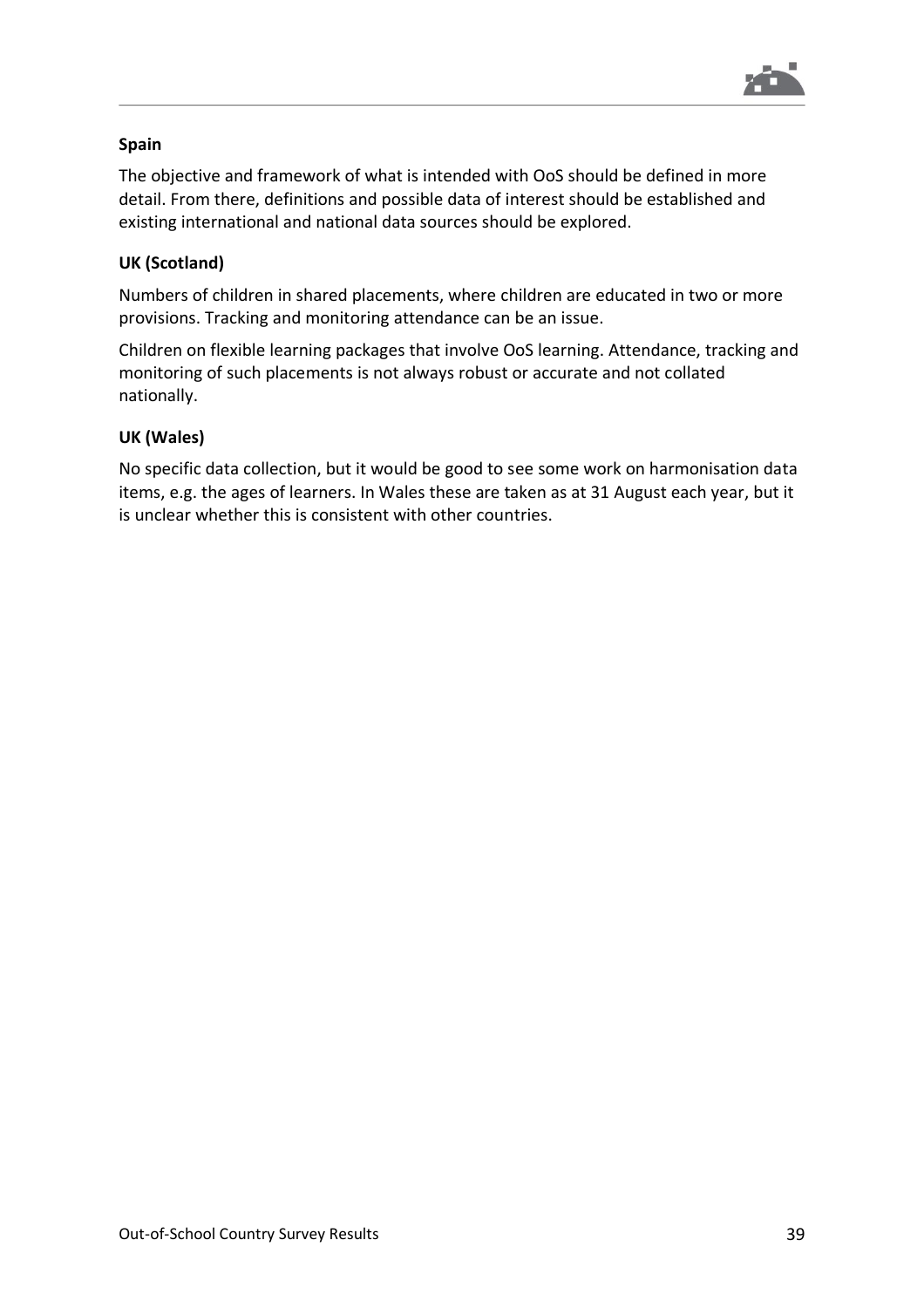**Spain**

The objective and framework of what is intended with OoS should be defined in more detail. From there, definitions and possible data of interest should be established and existing international and national data sources should be explored.

**UK (Scotland)**

Numbers of children in shared placements, where children are educated in two or more provisions. Tracking and monitoring attendance can be an issue.

Children on flexible learning packages that involve OoS learning. Attendance, tracking and monitoring of such placements is not always robust or accurate and not collated nationally.

**UK (Wales)**

No specific data collection, but it would be good to see some work on harmonisation data items, e.g. the ages of learners. In Wales these are taken as at 31 August each year, but it is unclear whether this is consistent with other countries.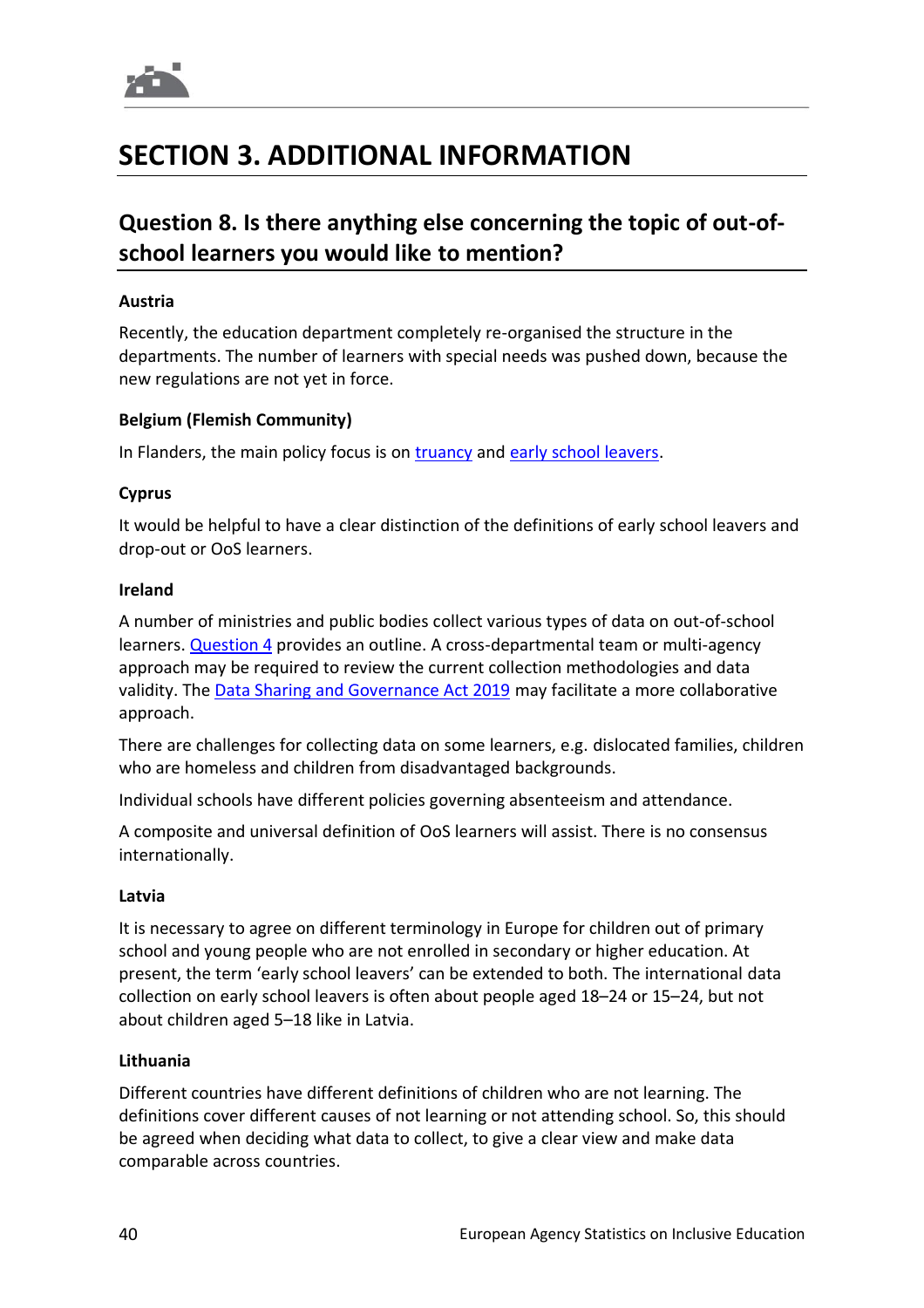# SECTION 3. ADDITIONAL INFORMATION

## Question 8. Is there anything else concerning the topic of out-of-school learners you would like to mention?

**Austria**

Recently, the education department completely re-organised the structure in the departments. The number of learners with special needs was pushed down, because the new regulations are not yet in force.

**Belgium (Flemish Community)**

In Flanders, the main policy focus is on truancy and early school leavers.

**Cyprus**

It would be helpful to have a clear distinction of the definitions of early school leavers and drop-out or OoS learners.

**Ireland**

A number of ministries and public bodies collect various types of data on out-of-school learners. Question 4 provides an outline. A cross-departmental team or multi-agency approach may be required to review the current collection methodologies and data validity. The Data Sharing and Governance Act 2019 may facilitate a more collaborative approach.

There are challenges for collecting data on some learners, e.g. dislocated families, children who are homeless and children from disadvantaged backgrounds.

Individual schools have different policies governing absenteeism and attendance.

A composite and universal definition of OoS learners will assist. There is no consensus internationally.

**Latvia**

It is necessary to agree on different terminology in Europe for children out of primary school and young people who are not enrolled in secondary or higher education. At present, the term 'early school leavers' can be extended to both. The international data collection on early school leavers is often about people aged 18–24 or 15–24, but not about children aged 5–18 like in Latvia.

**Lithuania**

Different countries have different definitions of children who are not learning. The definitions cover different causes of not learning or not attending school. So, this should be agreed when deciding what data to collect, to give a clear view and make data comparable across countries.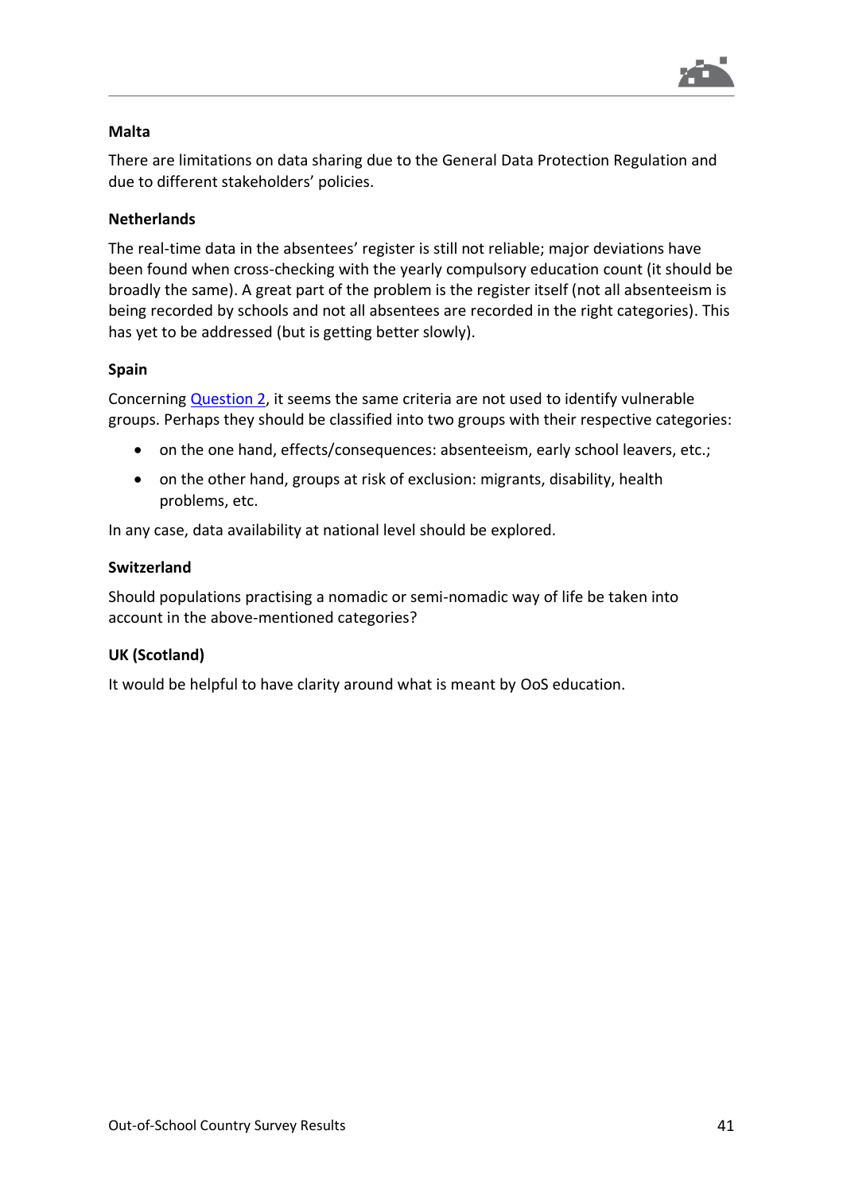**Malta**

There are limitations on data sharing due to the General Data Protection Regulation and due to different stakeholders' policies.

**Netherlands**

The real-time data in the absentees' register is still not reliable; major deviations have been found when cross-checking with the yearly compulsory education count (it should be broadly the same). A great part of the problem is the register itself (not all absenteeism is being recorded by schools and not all absentees are recorded in the right categories). This has yet to be addressed (but is getting better slowly).

**Spain**

Concerning Question 2, it seems the same criteria are not used to identify vulnerable groups. Perhaps they should be classified into two groups with their respective categories:

- on the one hand, effects/consequences: absenteeism, early school leavers, etc.;
- on the other hand, groups at risk of exclusion: migrants, disability, health problems, etc.

In any case, data availability at national level should be explored.

**Switzerland**

Should populations practising a nomadic or semi-nomadic way of life be taken into account in the above-mentioned categories?

**UK (Scotland)**

It would be helpful to have clarity around what is meant by OoS education.